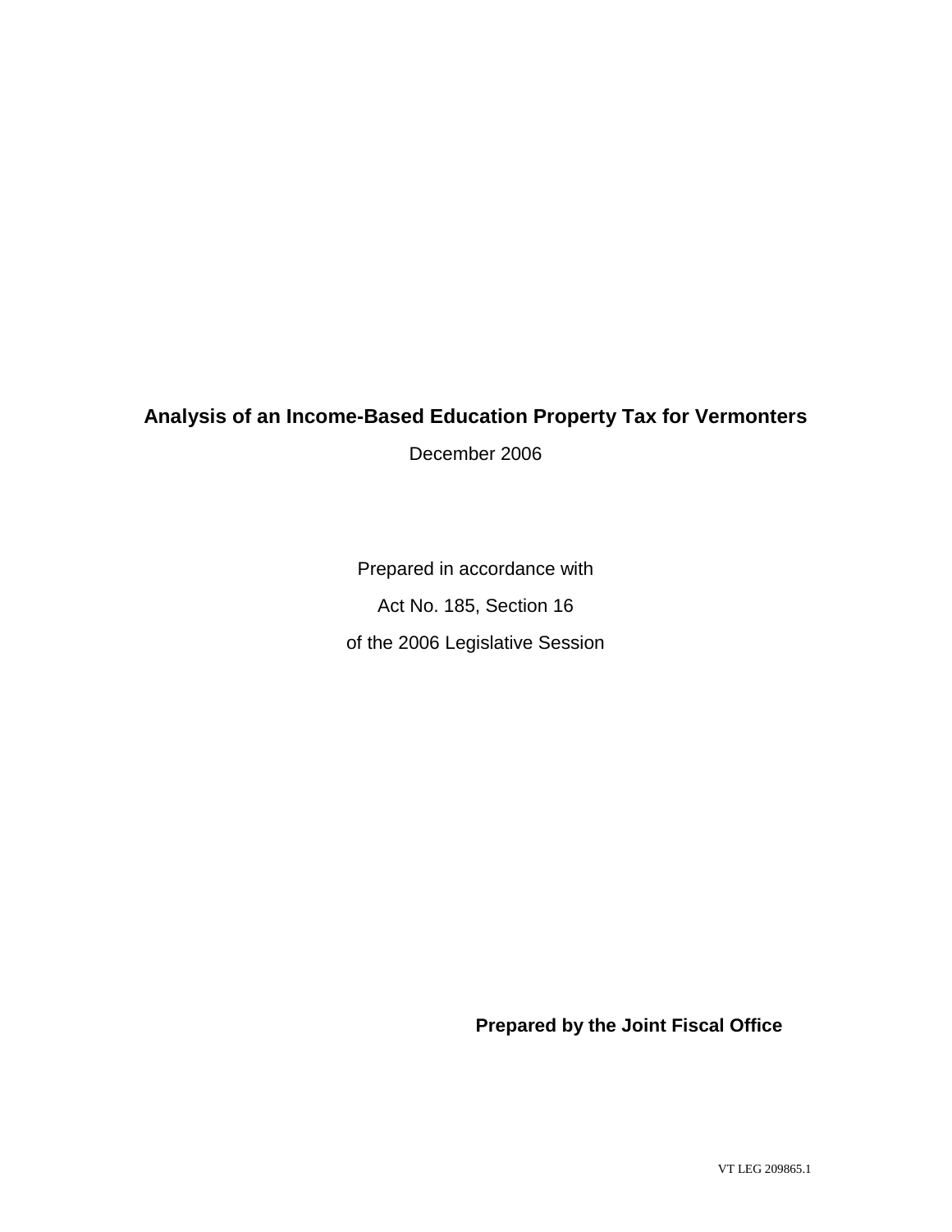# Analysis of an Income-Based Education Property Tax for Vermonters

December 2006

Prepared in accordance with

Act No. 185, Section 16

of the 2006 Legislative Session

**Prepared by the Joint Fiscal Office**

VT LEG 209865.1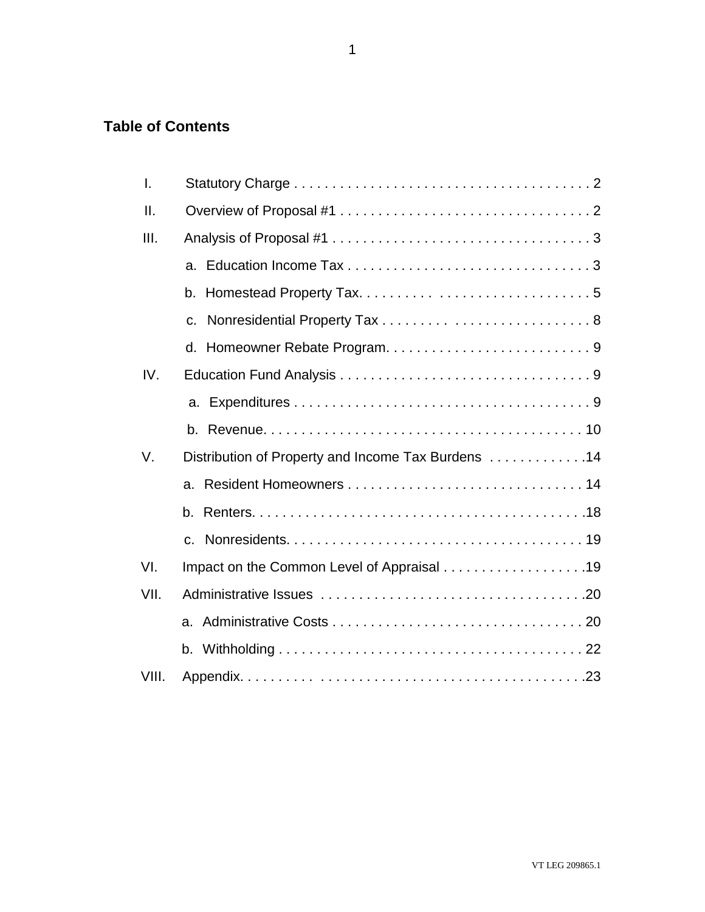## Table of Contents

- I. Statutory Charge . . . . . . . . . . . . . . . . . . . . . . . . . . . . . . . . . . . . . . . 2
- II. Overview of Proposal #1 . . . . . . . . . . . . . . . . . . . . . . . . . . . . . . . . . 2
- III. Analysis of Proposal #1 . . . . . . . . . . . . . . . . . . . . . . . . . . . . . . . . . . 3
  - a. Education Income Tax . . . . . . . . . . . . . . . . . . . . . . . . . . . . . . . . 3
  - b. Homestead Property Tax. . . . . . . . . . . . . . . . . . . . . . . . . . . . . . . . 5
  - c. Nonresidential Property Tax . . . . . . . . . . . . . . . . . . . . . . . . . . . . . 8
  - d. Homeowner Rebate Program. . . . . . . . . . . . . . . . . . . . . . . . . . . 9
- IV. Education Fund Analysis . . . . . . . . . . . . . . . . . . . . . . . . . . . . . . . . . 9
  - a. Expenditures . . . . . . . . . . . . . . . . . . . . . . . . . . . . . . . . . . . . . . . 9
  - b. Revenue. . . . . . . . . . . . . . . . . . . . . . . . . . . . . . . . . . . . . . . . . . 10
- V. Distribution of Property and Income Tax Burdens . . . . . . . . . . . . .14
  - a. Resident Homeowners . . . . . . . . . . . . . . . . . . . . . . . . . . . . . . . 14
  - b. Renters. . . . . . . . . . . . . . . . . . . . . . . . . . . . . . . . . . . . . . . . . . .18
  - c. Nonresidents. . . . . . . . . . . . . . . . . . . . . . . . . . . . . . . . . . . . . . . 19
- VI. Impact on the Common Level of Appraisal . . . . . . . . . . . . . . . . . . .19
- VII. Administrative Issues . . . . . . . . . . . . . . . . . . . . . . . . . . . . . . . . . . .20
  - a. Administrative Costs . . . . . . . . . . . . . . . . . . . . . . . . . . . . . . . . . 20
  - b. Withholding . . . . . . . . . . . . . . . . . . . . . . . . . . . . . . . . . . . . . . . . 22
- VIII. Appendix. . . . . . . . . . . . . . . . . . . . . . . . . . . . . . . . . . . . . . . . . . . .23

VT LEG 209865.1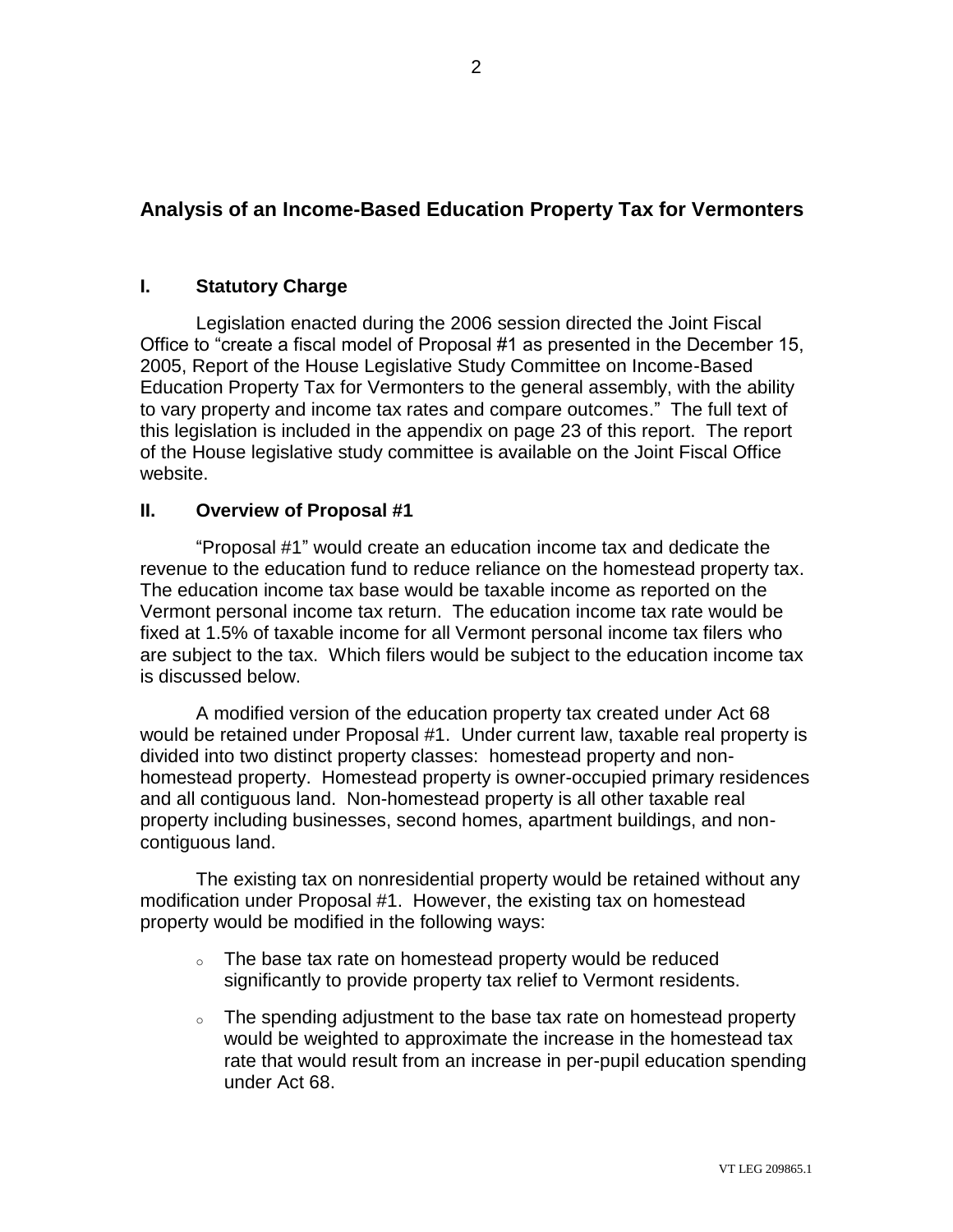## Analysis of an Income-Based Education Property Tax for Vermonters

### I. Statutory Charge

Legislation enacted during the 2006 session directed the Joint Fiscal Office to "create a fiscal model of Proposal #1 as presented in the December 15, 2005, Report of the House Legislative Study Committee on Income-Based Education Property Tax for Vermonters to the general assembly, with the ability to vary property and income tax rates and compare outcomes." The full text of this legislation is included in the appendix on page 23 of this report. The report of the House legislative study committee is available on the Joint Fiscal Office website.

### II. Overview of Proposal #1

"Proposal #1" would create an education income tax and dedicate the revenue to the education fund to reduce reliance on the homestead property tax. The education income tax base would be taxable income as reported on the Vermont personal income tax return. The education income tax rate would be fixed at 1.5% of taxable income for all Vermont personal income tax filers who are subject to the tax. Which filers would be subject to the education income tax is discussed below.

A modified version of the education property tax created under Act 68 would be retained under Proposal #1. Under current law, taxable real property is divided into two distinct property classes: homestead property and non-homestead property. Homestead property is owner-occupied primary residences and all contiguous land. Non-homestead property is all other taxable real property including businesses, second homes, apartment buildings, and non-contiguous land.

The existing tax on nonresidential property would be retained without any modification under Proposal #1. However, the existing tax on homestead property would be modified in the following ways:

- The base tax rate on homestead property would be reduced significantly to provide property tax relief to Vermont residents.
- The spending adjustment to the base tax rate on homestead property would be weighted to approximate the increase in the homestead tax rate that would result from an increase in per-pupil education spending under Act 68.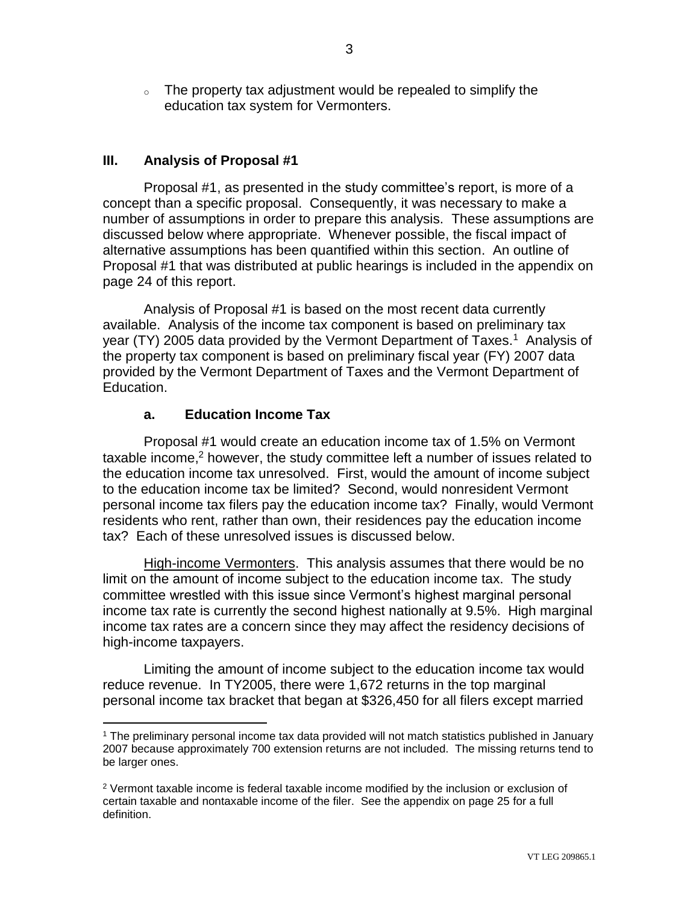- The property tax adjustment would be repealed to simplify the education tax system for Vermonters.

## III. Analysis of Proposal #1

Proposal #1, as presented in the study committee's report, is more of a concept than a specific proposal. Consequently, it was necessary to make a number of assumptions in order to prepare this analysis. These assumptions are discussed below where appropriate. Whenever possible, the fiscal impact of alternative assumptions has been quantified within this section. An outline of Proposal #1 that was distributed at public hearings is included in the appendix on page 24 of this report.

Analysis of Proposal #1 is based on the most recent data currently available. Analysis of the income tax component is based on preliminary tax year (TY) 2005 data provided by the Vermont Department of Taxes.[1] Analysis of the property tax component is based on preliminary fiscal year (FY) 2007 data provided by the Vermont Department of Taxes and the Vermont Department of Education.

### a. Education Income Tax

Proposal #1 would create an education income tax of 1.5% on Vermont taxable income,[2] however, the study committee left a number of issues related to the education income tax unresolved. First, would the amount of income subject to the education income tax be limited? Second, would nonresident Vermont personal income tax filers pay the education income tax? Finally, would Vermont residents who rent, rather than own, their residences pay the education income tax? Each of these unresolved issues is discussed below.

High-income Vermonters. This analysis assumes that there would be no limit on the amount of income subject to the education income tax. The study committee wrestled with this issue since Vermont's highest marginal personal income tax rate is currently the second highest nationally at 9.5%. High marginal income tax rates are a concern since they may affect the residency decisions of high-income taxpayers.

Limiting the amount of income subject to the education income tax would reduce revenue. In TY2005, there were 1,672 returns in the top marginal personal income tax bracket that began at $326,450 for all filers except married

---

[1] The preliminary personal income tax data provided will not match statistics published in January 2007 because approximately 700 extension returns are not included. The missing returns tend to be larger ones.

[2] Vermont taxable income is federal taxable income modified by the inclusion or exclusion of certain taxable and nontaxable income of the filer. See the appendix on page 25 for a full definition.

VT LEG 209865.1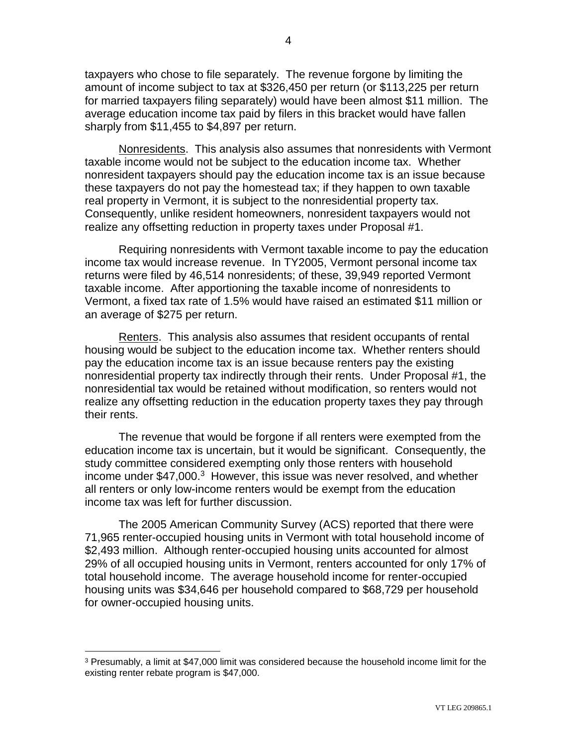taxpayers who chose to file separately. The revenue forgone by limiting the amount of income subject to tax at $326,450 per return (or $113,225 per return for married taxpayers filing separately) would have been almost $11 million. The average education income tax paid by filers in this bracket would have fallen sharply from $11,455 to $4,897 per return.

Nonresidents. This analysis also assumes that nonresidents with Vermont taxable income would not be subject to the education income tax. Whether nonresident taxpayers should pay the education income tax is an issue because these taxpayers do not pay the homestead tax; if they happen to own taxable real property in Vermont, it is subject to the nonresidential property tax. Consequently, unlike resident homeowners, nonresident taxpayers would not realize any offsetting reduction in property taxes under Proposal #1.

Requiring nonresidents with Vermont taxable income to pay the education income tax would increase revenue. In TY2005, Vermont personal income tax returns were filed by 46,514 nonresidents; of these, 39,949 reported Vermont taxable income. After apportioning the taxable income of nonresidents to Vermont, a fixed tax rate of 1.5% would have raised an estimated $11 million or an average of $275 per return.

Renters. This analysis also assumes that resident occupants of rental housing would be subject to the education income tax. Whether renters should pay the education income tax is an issue because renters pay the existing nonresidential property tax indirectly through their rents. Under Proposal #1, the nonresidential tax would be retained without modification, so renters would not realize any offsetting reduction in the education property taxes they pay through their rents.

The revenue that would be forgone if all renters were exempted from the education income tax is uncertain, but it would be significant. Consequently, the study committee considered exempting only those renters with household income under $47,000.[3] However, this issue was never resolved, and whether all renters or only low-income renters would be exempt from the education income tax was left for further discussion.

The 2005 American Community Survey (ACS) reported that there were 71,965 renter-occupied housing units in Vermont with total household income of $2,493 million. Although renter-occupied housing units accounted for almost 29% of all occupied housing units in Vermont, renters accounted for only 17% of total household income. The average household income for renter-occupied housing units was $34,646 per household compared to $68,729 per household for owner-occupied housing units.

[3] Presumably, a limit at $47,000 limit was considered because the household income limit for the existing renter rebate program is $47,000.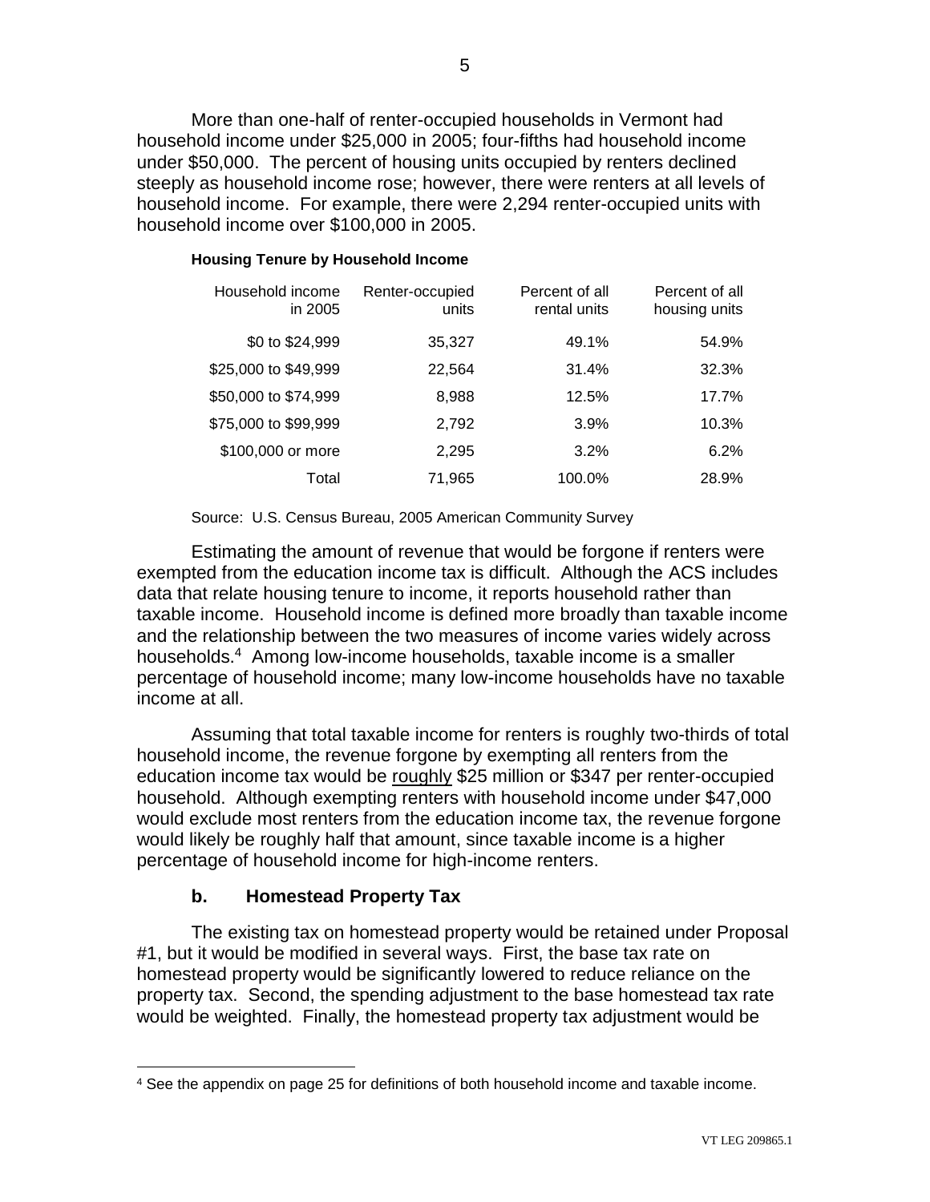More than one-half of renter-occupied households in Vermont had household income under $25,000 in 2005; four-fifths had household income under $50,000. The percent of housing units occupied by renters declined steeply as household income rose; however, there were renters at all levels of household income. For example, there were 2,294 renter-occupied units with household income over $100,000 in 2005.

**Housing Tenure by Household Income**

| Household income in 2005 | Renter-occupied units | Percent of all rental units | Percent of all housing units |
|---|---|---|---|
| $0 to $24,999 | 35,327 | 49.1% | 54.9% |
| $25,000 to $49,999 | 22,564 | 31.4% | 32.3% |
| $50,000 to $74,999 | 8,988 | 12.5% | 17.7% |
| $75,000 to $99,999 | 2,792 | 3.9% | 10.3% |
| $100,000 or more | 2,295 | 3.2% | 6.2% |
| Total | 71,965 | 100.0% | 28.9% |

Source: U.S. Census Bureau, 2005 American Community Survey

Estimating the amount of revenue that would be forgone if renters were exempted from the education income tax is difficult. Although the ACS includes data that relate housing tenure to income, it reports household rather than taxable income. Household income is defined more broadly than taxable income and the relationship between the two measures of income varies widely across households.[4] Among low-income households, taxable income is a smaller percentage of household income; many low-income households have no taxable income at all.

Assuming that total taxable income for renters is roughly two-thirds of total household income, the revenue forgone by exempting all renters from the education income tax would be roughly $25 million or $347 per renter-occupied household. Although exempting renters with household income under $47,000 would exclude most renters from the education income tax, the revenue forgone would likely be roughly half that amount, since taxable income is a higher percentage of household income for high-income renters.

### b. Homestead Property Tax

The existing tax on homestead property would be retained under Proposal #1, but it would be modified in several ways. First, the base tax rate on homestead property would be significantly lowered to reduce reliance on the property tax. Second, the spending adjustment to the base homestead tax rate would be weighted. Finally, the homestead property tax adjustment would be

[4] See the appendix on page 25 for definitions of both household income and taxable income.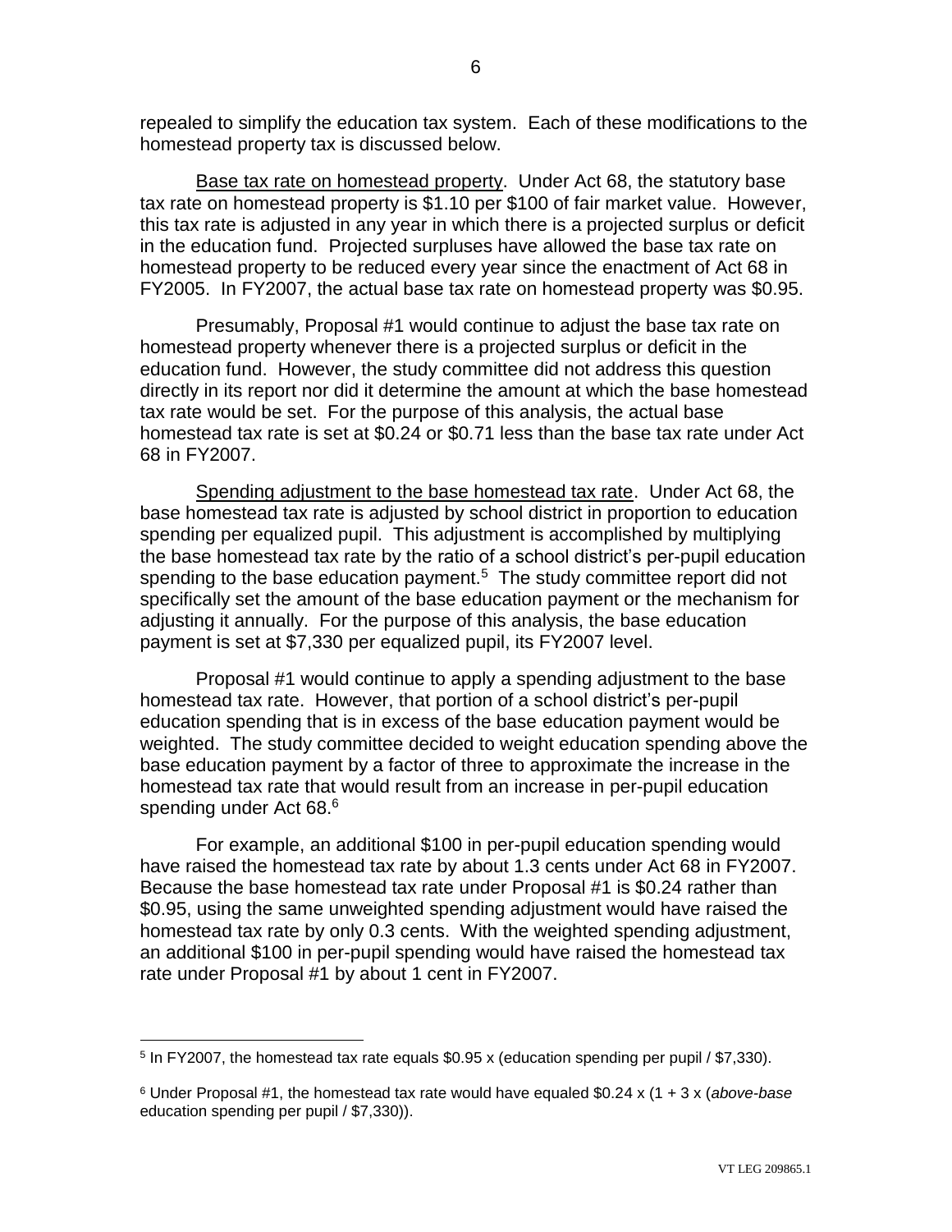repealed to simplify the education tax system. Each of these modifications to the homestead property tax is discussed below.

Base tax rate on homestead property. Under Act 68, the statutory base tax rate on homestead property is $1.10 per $100 of fair market value. However, this tax rate is adjusted in any year in which there is a projected surplus or deficit in the education fund. Projected surpluses have allowed the base tax rate on homestead property to be reduced every year since the enactment of Act 68 in FY2005. In FY2007, the actual base tax rate on homestead property was $0.95.

Presumably, Proposal #1 would continue to adjust the base tax rate on homestead property whenever there is a projected surplus or deficit in the education fund. However, the study committee did not address this question directly in its report nor did it determine the amount at which the base homestead tax rate would be set. For the purpose of this analysis, the actual base homestead tax rate is set at $0.24 or $0.71 less than the base tax rate under Act 68 in FY2007.

Spending adjustment to the base homestead tax rate. Under Act 68, the base homestead tax rate is adjusted by school district in proportion to education spending per equalized pupil. This adjustment is accomplished by multiplying the base homestead tax rate by the ratio of a school district's per-pupil education spending to the base education payment.[5] The study committee report did not specifically set the amount of the base education payment or the mechanism for adjusting it annually. For the purpose of this analysis, the base education payment is set at $7,330 per equalized pupil, its FY2007 level.

Proposal #1 would continue to apply a spending adjustment to the base homestead tax rate. However, that portion of a school district's per-pupil education spending that is in excess of the base education payment would be weighted. The study committee decided to weight education spending above the base education payment by a factor of three to approximate the increase in the homestead tax rate that would result from an increase in per-pupil education spending under Act 68.[6]

For example, an additional $100 in per-pupil education spending would have raised the homestead tax rate by about 1.3 cents under Act 68 in FY2007. Because the base homestead tax rate under Proposal #1 is $0.24 rather than $0.95, using the same unweighted spending adjustment would have raised the homestead tax rate by only 0.3 cents. With the weighted spending adjustment, an additional $100 in per-pupil spending would have raised the homestead tax rate under Proposal #1 by about 1 cent in FY2007.

---

[5] In FY2007, the homestead tax rate equals $0.95 x (education spending per pupil / $7,330).

[6] Under Proposal #1, the homestead tax rate would have equaled $0.24 x (1 + 3 x (*above-base* education spending per pupil / $7,330)).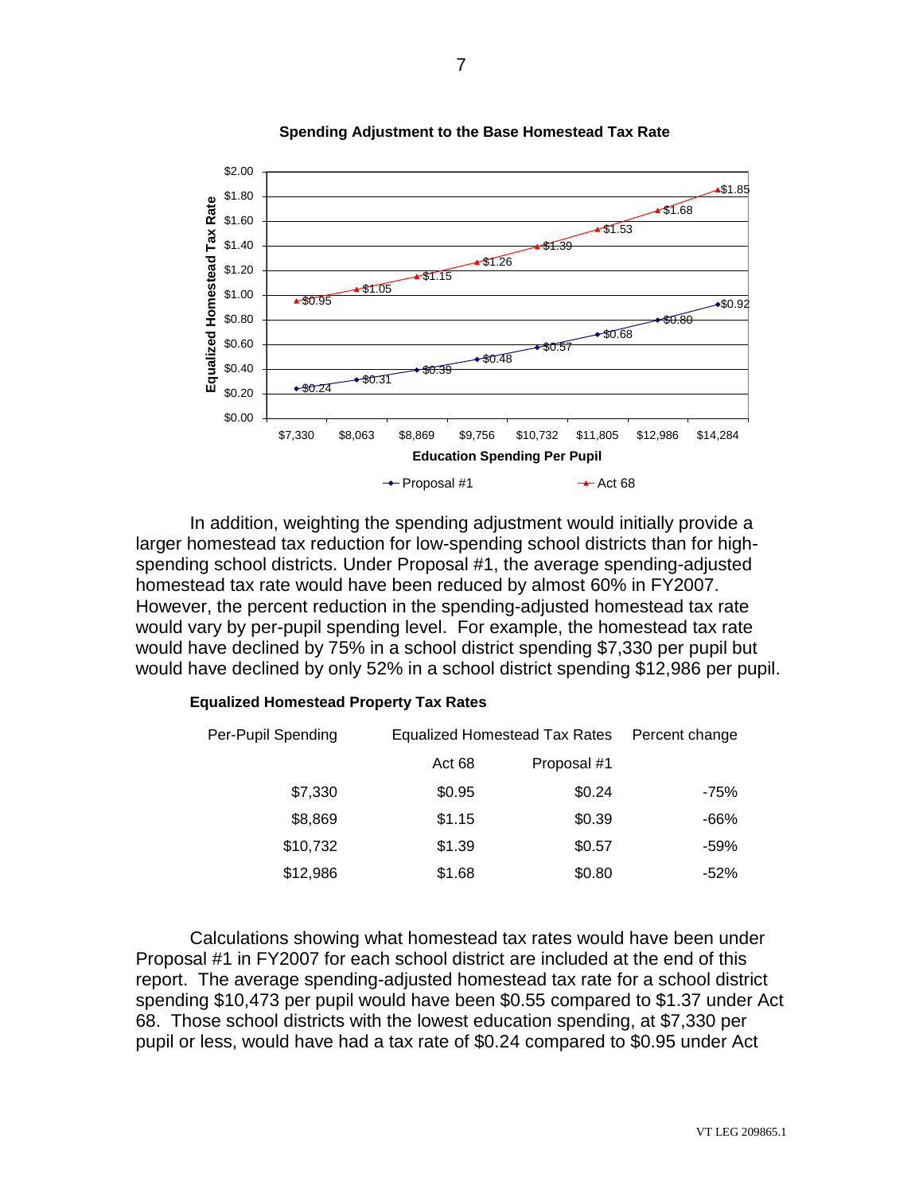**Spending Adjustment to the Base Homestead Tax Rate**

| Education Spending Per Pupil | Proposal #1 | Act 68 |
|---|---|---|
| $7,330 | $0.24 | $0.95 |
| $8,063 | $0.31 | $1.05 |
| $8,869 | $0.39 | $1.15 |
| $9,756 | $0.48 | $1.26 |
| $10,732 | $0.57 | $1.39 |
| $11,805 | $0.68 | $1.53 |
| $12,986 | $0.80 | $1.68 |
| $14,284 | $0.92 | $1.85 |

In addition, weighting the spending adjustment would initially provide a larger homestead tax reduction for low-spending school districts than for high-spending school districts. Under Proposal #1, the average spending-adjusted homestead tax rate would have been reduced by almost 60% in FY2007. However, the percent reduction in the spending-adjusted homestead tax rate would vary by per-pupil spending level. For example, the homestead tax rate would have declined by 75% in a school district spending $7,330 per pupil but would have declined by only 52% in a school district spending $12,986 per pupil.

**Equalized Homestead Property Tax Rates**

| Per-Pupil Spending | Equalized Homestead Tax Rates | | Percent change |
|---|---|---|---|
| | Act 68 | Proposal #1 | |
| $7,330 | $0.95 | $0.24 | -75% |
| $8,869 | $1.15 | $0.39 | -66% |
| $10,732 | $1.39 | $0.57 | -59% |
| $12,986 | $1.68 | $0.80 | -52% |

Calculations showing what homestead tax rates would have been under Proposal #1 in FY2007 for each school district are included at the end of this report. The average spending-adjusted homestead tax rate for a school district spending $10,473 per pupil would have been $0.55 compared to $1.37 under Act 68. Those school districts with the lowest education spending, at $7,330 per pupil or less, would have had a tax rate of $0.24 compared to $0.95 under Act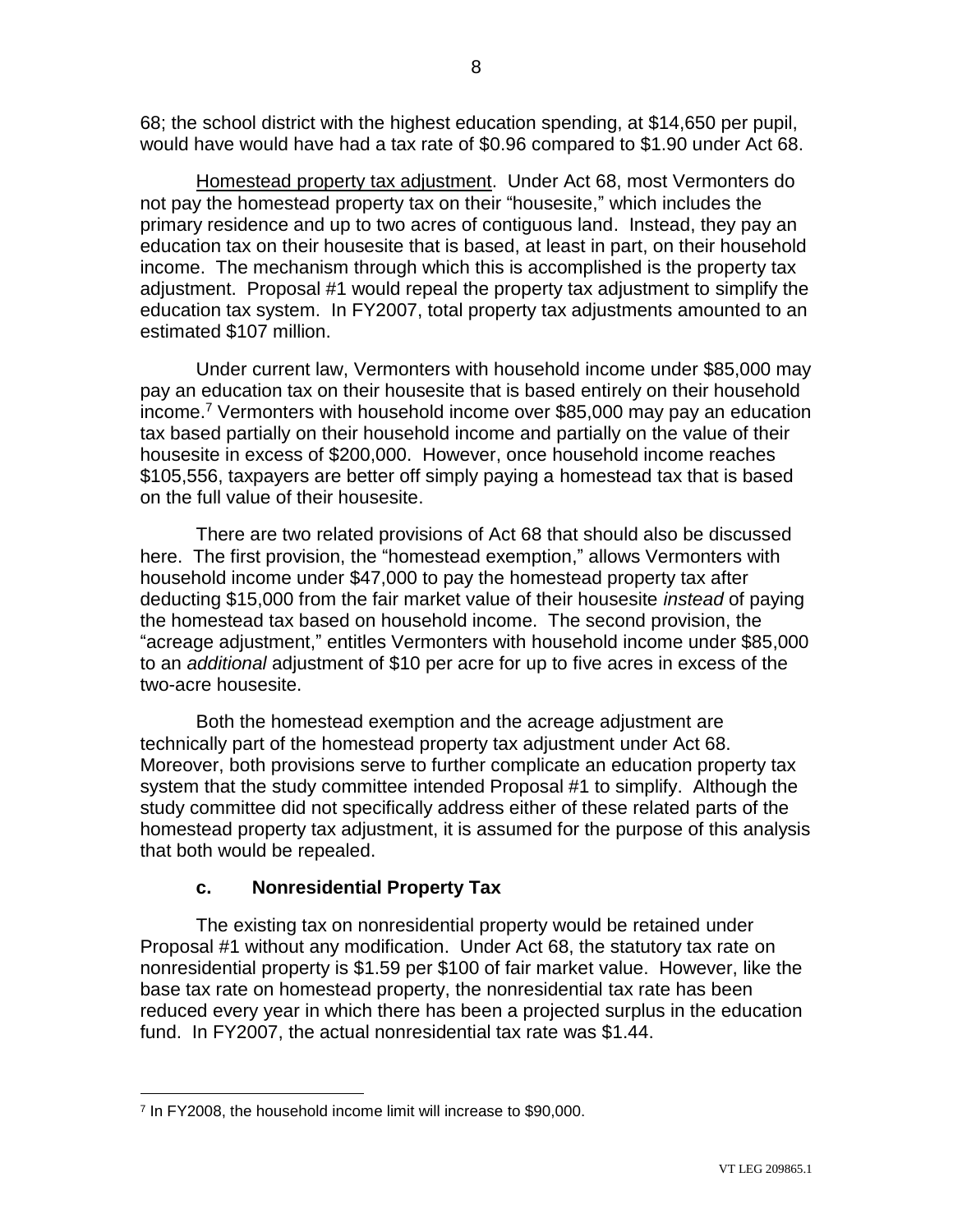68; the school district with the highest education spending, at $14,650 per pupil, would have would have had a tax rate of $0.96 compared to $1.90 under Act 68.

Homestead property tax adjustment. Under Act 68, most Vermonters do not pay the homestead property tax on their "housesite," which includes the primary residence and up to two acres of contiguous land. Instead, they pay an education tax on their housesite that is based, at least in part, on their household income. The mechanism through which this is accomplished is the property tax adjustment. Proposal #1 would repeal the property tax adjustment to simplify the education tax system. In FY2007, total property tax adjustments amounted to an estimated $107 million.

Under current law, Vermonters with household income under $85,000 may pay an education tax on their housesite that is based entirely on their household income.[7] Vermonters with household income over $85,000 may pay an education tax based partially on their household income and partially on the value of their housesite in excess of $200,000. However, once household income reaches $105,556, taxpayers are better off simply paying a homestead tax that is based on the full value of their housesite.

There are two related provisions of Act 68 that should also be discussed here. The first provision, the "homestead exemption," allows Vermonters with household income under $47,000 to pay the homestead property tax after deducting $15,000 from the fair market value of their housesite *instead* of paying the homestead tax based on household income. The second provision, the "acreage adjustment," entitles Vermonters with household income under $85,000 to an *additional* adjustment of $10 per acre for up to five acres in excess of the two-acre housesite.

Both the homestead exemption and the acreage adjustment are technically part of the homestead property tax adjustment under Act 68. Moreover, both provisions serve to further complicate an education property tax system that the study committee intended Proposal #1 to simplify. Although the study committee did not specifically address either of these related parts of the homestead property tax adjustment, it is assumed for the purpose of this analysis that both would be repealed.

### c. Nonresidential Property Tax

The existing tax on nonresidential property would be retained under Proposal #1 without any modification. Under Act 68, the statutory tax rate on nonresidential property is $1.59 per $100 of fair market value. However, like the base tax rate on homestead property, the nonresidential tax rate has been reduced every year in which there has been a projected surplus in the education fund. In FY2007, the actual nonresidential tax rate was $1.44.

[7] In FY2008, the household income limit will increase to $90,000.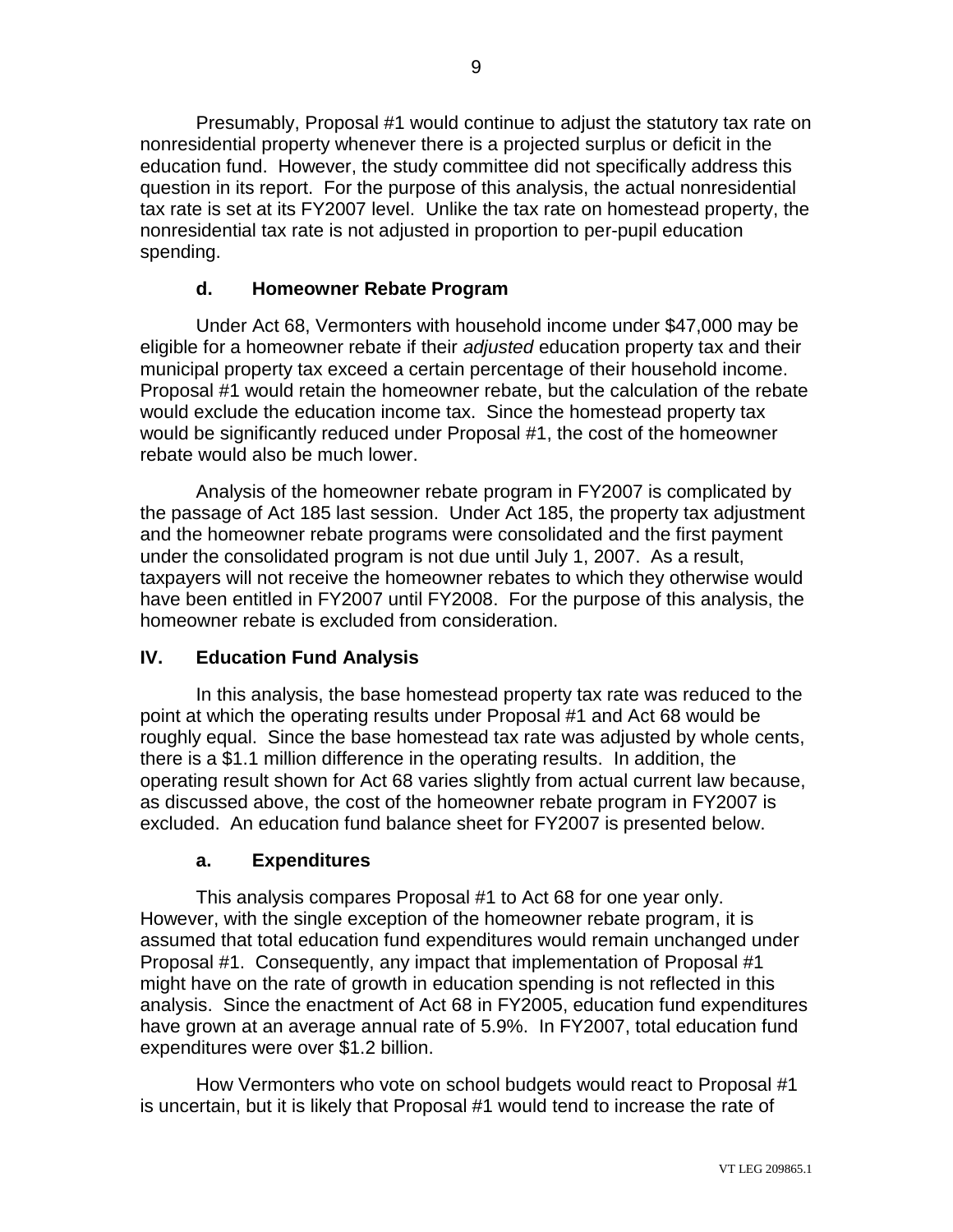Presumably, Proposal #1 would continue to adjust the statutory tax rate on nonresidential property whenever there is a projected surplus or deficit in the education fund. However, the study committee did not specifically address this question in its report. For the purpose of this analysis, the actual nonresidential tax rate is set at its FY2007 level. Unlike the tax rate on homestead property, the nonresidential tax rate is not adjusted in proportion to per-pupil education spending.

### d. Homeowner Rebate Program

Under Act 68, Vermonters with household income under $47,000 may be eligible for a homeowner rebate if their *adjusted* education property tax and their municipal property tax exceed a certain percentage of their household income. Proposal #1 would retain the homeowner rebate, but the calculation of the rebate would exclude the education income tax. Since the homestead property tax would be significantly reduced under Proposal #1, the cost of the homeowner rebate would also be much lower.

Analysis of the homeowner rebate program in FY2007 is complicated by the passage of Act 185 last session. Under Act 185, the property tax adjustment and the homeowner rebate programs were consolidated and the first payment under the consolidated program is not due until July 1, 2007. As a result, taxpayers will not receive the homeowner rebates to which they otherwise would have been entitled in FY2007 until FY2008. For the purpose of this analysis, the homeowner rebate is excluded from consideration.

## IV. Education Fund Analysis

In this analysis, the base homestead property tax rate was reduced to the point at which the operating results under Proposal #1 and Act 68 would be roughly equal. Since the base homestead tax rate was adjusted by whole cents, there is a $1.1 million difference in the operating results. In addition, the operating result shown for Act 68 varies slightly from actual current law because, as discussed above, the cost of the homeowner rebate program in FY2007 is excluded. An education fund balance sheet for FY2007 is presented below.

### a. Expenditures

This analysis compares Proposal #1 to Act 68 for one year only. However, with the single exception of the homeowner rebate program, it is assumed that total education fund expenditures would remain unchanged under Proposal #1. Consequently, any impact that implementation of Proposal #1 might have on the rate of growth in education spending is not reflected in this analysis. Since the enactment of Act 68 in FY2005, education fund expenditures have grown at an average annual rate of 5.9%. In FY2007, total education fund expenditures were over $1.2 billion.

How Vermonters who vote on school budgets would react to Proposal #1 is uncertain, but it is likely that Proposal #1 would tend to increase the rate of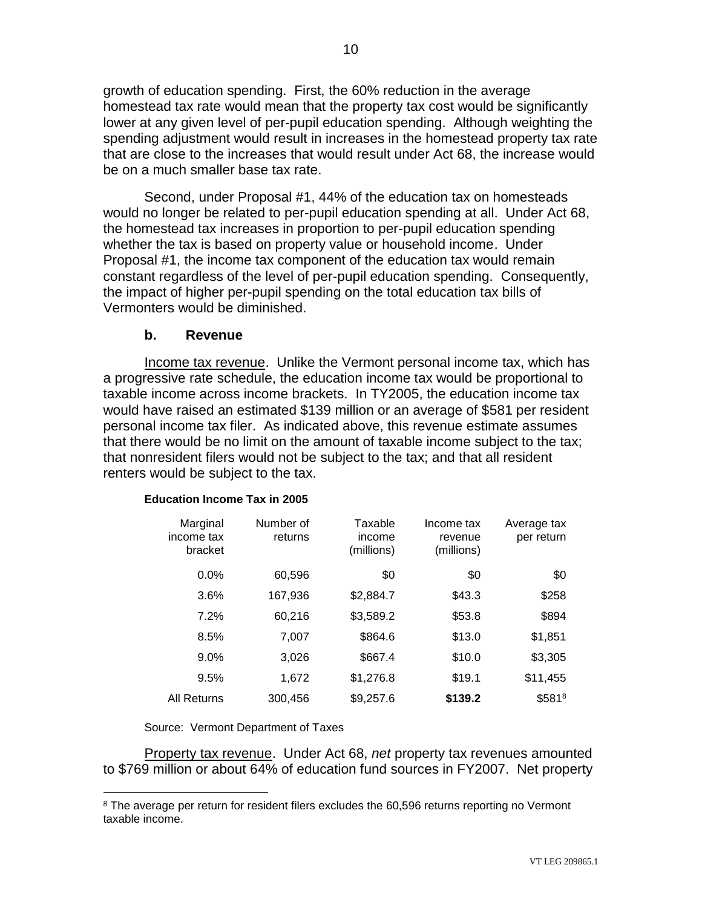growth of education spending. First, the 60% reduction in the average homestead tax rate would mean that the property tax cost would be significantly lower at any given level of per-pupil education spending. Although weighting the spending adjustment would result in increases in the homestead property tax rate that are close to the increases that would result under Act 68, the increase would be on a much smaller base tax rate.

Second, under Proposal #1, 44% of the education tax on homesteads would no longer be related to per-pupil education spending at all. Under Act 68, the homestead tax increases in proportion to per-pupil education spending whether the tax is based on property value or household income. Under Proposal #1, the income tax component of the education tax would remain constant regardless of the level of per-pupil education spending. Consequently, the impact of higher per-pupil spending on the total education tax bills of Vermonters would be diminished.

### b. Revenue

Income tax revenue. Unlike the Vermont personal income tax, which has a progressive rate schedule, the education income tax would be proportional to taxable income across income brackets. In TY2005, the education income tax would have raised an estimated $139 million or an average of $581 per resident personal income tax filer. As indicated above, this revenue estimate assumes that there would be no limit on the amount of taxable income subject to the tax; that nonresident filers would not be subject to the tax; and that all resident renters would be subject to the tax.

**Education Income Tax in 2005**

| Marginal income tax bracket | Number of returns | Taxable income (millions) | Income tax revenue (millions) | Average tax per return |
|---|---|---|---|---|
| 0.0% | 60,596 | $0 | $0 | $0 |
| 3.6% | 167,936 | $2,884.7 | $43.3 | $258 |
| 7.2% | 60,216 | $3,589.2 | $53.8 | $894 |
| 8.5% | 7,007 | $864.6 | $13.0 | $1,851 |
| 9.0% | 3,026 | $667.4 | $10.0 | $3,305 |
| 9.5% | 1,672 | $1,276.8 | $19.1 | $11,455 |
| All Returns | 300,456 | $9,257.6 | **$139.2** | $581[8] |

Source: Vermont Department of Taxes

Property tax revenue. Under Act 68, *net* property tax revenues amounted to $769 million or about 64% of education fund sources in FY2007. Net property

[8] The average per return for resident filers excludes the 60,596 returns reporting no Vermont taxable income.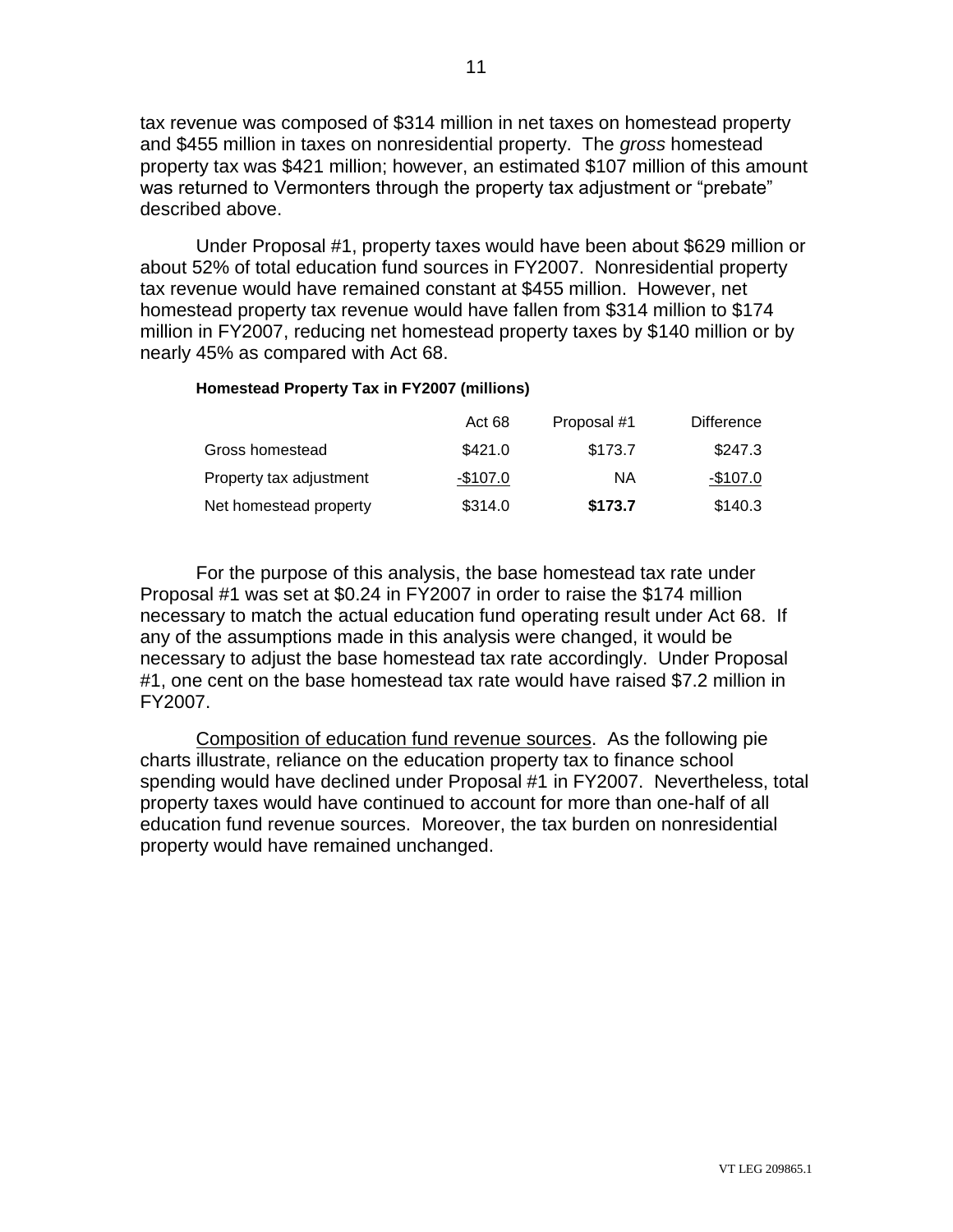tax revenue was composed of $314 million in net taxes on homestead property and $455 million in taxes on nonresidential property. The *gross* homestead property tax was $421 million; however, an estimated $107 million of this amount was returned to Vermonters through the property tax adjustment or “prebate” described above.

Under Proposal #1, property taxes would have been about $629 million or about 52% of total education fund sources in FY2007. Nonresidential property tax revenue would have remained constant at $455 million. However, net homestead property tax revenue would have fallen from $314 million to $174 million in FY2007, reducing net homestead property taxes by $140 million or by nearly 45% as compared with Act 68.

**Homestead Property Tax in FY2007 (millions)**

| | Act 68 | Proposal #1 | Difference |
|---|---|---|---|
| Gross homestead | $421.0 | $173.7 | $247.3 |
| Property tax adjustment | -$107.0 | NA | -$107.0 |
| Net homestead property | $314.0 | **$173.7** | $140.3 |

For the purpose of this analysis, the base homestead tax rate under Proposal #1 was set at $0.24 in FY2007 in order to raise the $174 million necessary to match the actual education fund operating result under Act 68. If any of the assumptions made in this analysis were changed, it would be necessary to adjust the base homestead tax rate accordingly. Under Proposal #1, one cent on the base homestead tax rate would have raised $7.2 million in FY2007.

Composition of education fund revenue sources. As the following pie charts illustrate, reliance on the education property tax to finance school spending would have declined under Proposal #1 in FY2007. Nevertheless, total property taxes would have continued to account for more than one-half of all education fund revenue sources. Moreover, the tax burden on nonresidential property would have remained unchanged.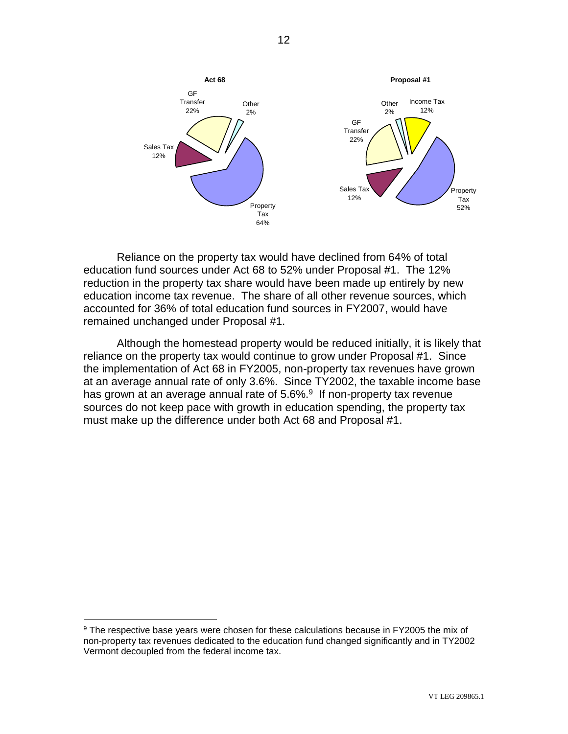**Act 68**

| Source | Share |
| --- | --- |
| Property Tax | 64% |
| GF Transfer | 22% |
| Sales Tax | 12% |
| Other | 2% |

**Proposal #1**

| Source | Share |
| --- | --- |
| Property Tax | 52% |
| GF Transfer | 22% |
| Sales Tax | 12% |
| Income Tax | 12% |
| Other | 2% |

Reliance on the property tax would have declined from 64% of total education fund sources under Act 68 to 52% under Proposal #1. The 12% reduction in the property tax share would have been made up entirely by new education income tax revenue. The share of all other revenue sources, which accounted for 36% of total education fund sources in FY2007, would have remained unchanged under Proposal #1.

Although the homestead property would be reduced initially, it is likely that reliance on the property tax would continue to grow under Proposal #1. Since the implementation of Act 68 in FY2005, non-property tax revenues have grown at an average annual rate of only 3.6%. Since TY2002, the taxable income base has grown at an average annual rate of 5.6%.[9] If non-property tax revenue sources do not keep pace with growth in education spending, the property tax must make up the difference under both Act 68 and Proposal #1.

[9] The respective base years were chosen for these calculations because in FY2005 the mix of non-property tax revenues dedicated to the education fund changed significantly and in TY2002 Vermont decoupled from the federal income tax.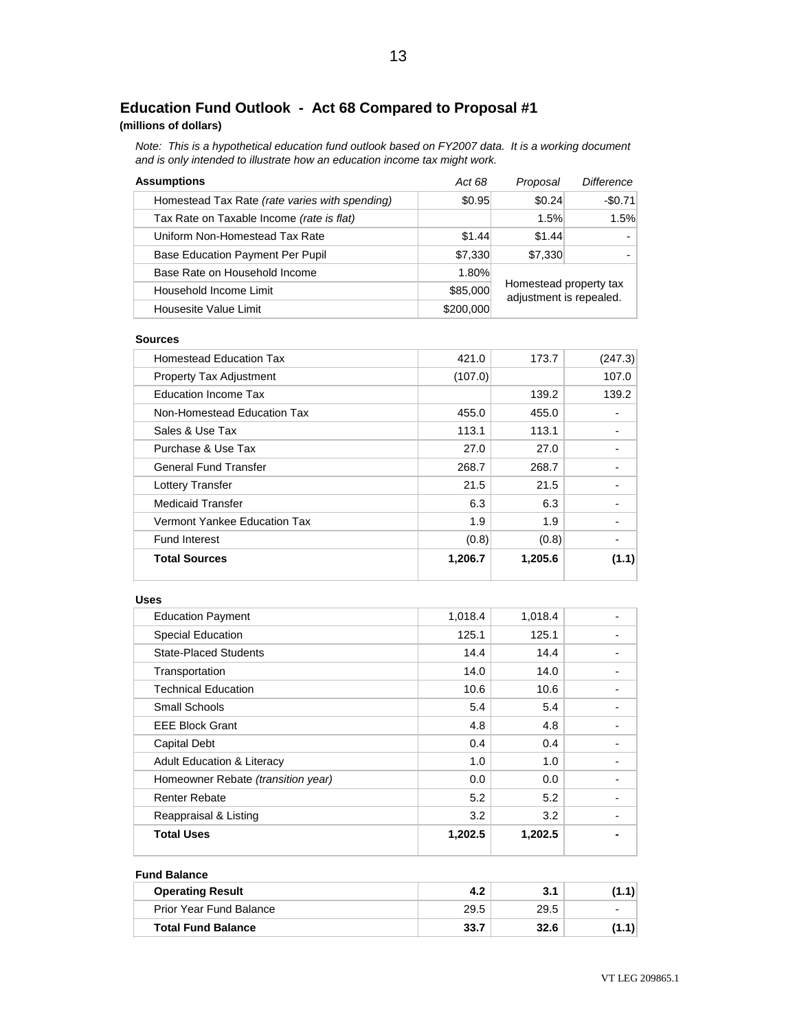## Education Fund Outlook - Act 68 Compared to Proposal #1

**(millions of dollars)**

*Note: This is a hypothetical education fund outlook based on FY2007 data. It is a working document and is only intended to illustrate how an education income tax might work.*

| **Assumptions** | *Act 68* | *Proposal* | *Difference* |
|---|---|---|---|
| Homestead Tax Rate *(rate varies with spending)* | $0.95 | $0.24 | -$0.71 |
| Tax Rate on Taxable Income *(rate is flat)* | | 1.5% | 1.5% |
| Uniform Non-Homestead Tax Rate | $1.44 | $1.44 | - |
| Base Education Payment Per Pupil | $7,330 | $7,330 | - |
| Base Rate on Household Income | 1.80% | Homestead property tax adjustment is repealed. | |
| Household Income Limit | $85,000 | | |
| Housesite Value Limit | $200,000 | | |

| **Sources** | | | |
|---|---|---|---|
| Homestead Education Tax | 421.0 | 173.7 | (247.3) |
| Property Tax Adjustment | (107.0) | | 107.0 |
| Education Income Tax | | 139.2 | 139.2 |
| Non-Homestead Education Tax | 455.0 | 455.0 | - |
| Sales & Use Tax | 113.1 | 113.1 | - |
| Purchase & Use Tax | 27.0 | 27.0 | - |
| General Fund Transfer | 268.7 | 268.7 | - |
| Lottery Transfer | 21.5 | 21.5 | - |
| Medicaid Transfer | 6.3 | 6.3 | - |
| Vermont Yankee Education Tax | 1.9 | 1.9 | - |
| Fund Interest | (0.8) | (0.8) | - |
| **Total Sources** | **1,206.7** | **1,205.6** | **(1.1)** |

| **Uses** | | | |
|---|---|---|---|
| Education Payment | 1,018.4 | 1,018.4 | - |
| Special Education | 125.1 | 125.1 | - |
| State-Placed Students | 14.4 | 14.4 | - |
| Transportation | 14.0 | 14.0 | - |
| Technical Education | 10.6 | 10.6 | - |
| Small Schools | 5.4 | 5.4 | - |
| EEE Block Grant | 4.8 | 4.8 | - |
| Capital Debt | 0.4 | 0.4 | - |
| Adult Education & Literacy | 1.0 | 1.0 | - |
| Homeowner Rebate *(transition year)* | 0.0 | 0.0 | - |
| Renter Rebate | 5.2 | 5.2 | - |
| Reappraisal & Listing | 3.2 | 3.2 | - |
| **Total Uses** | **1,202.5** | **1,202.5** | **-** |

| **Fund Balance** | | | |
|---|---|---|---|
| **Operating Result** | **4.2** | **3.1** | **(1.1)** |
| Prior Year Fund Balance | 29.5 | 29.5 | - |
| **Total Fund Balance** | **33.7** | **32.6** | **(1.1)** |

VT LEG 209865.1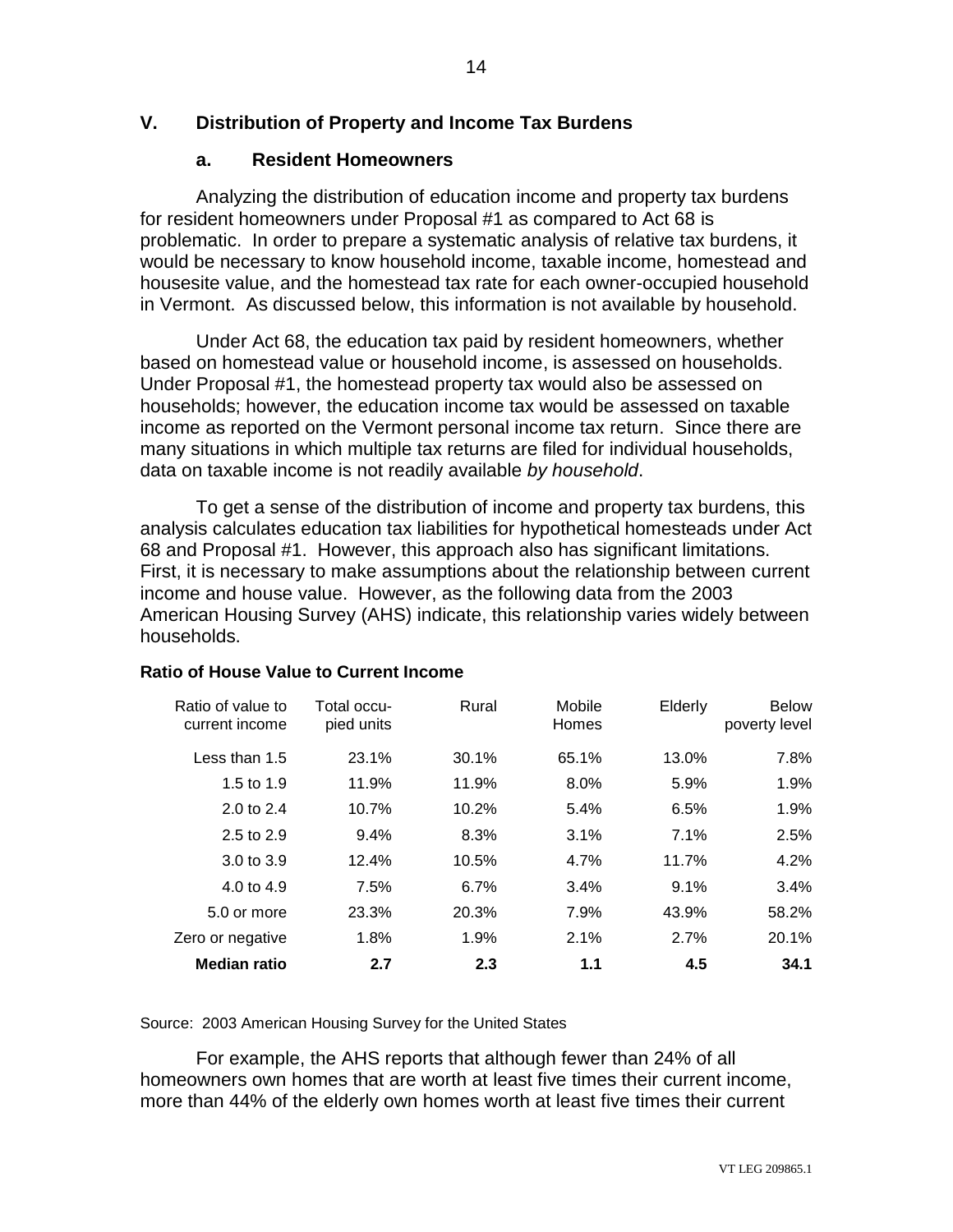## V. Distribution of Property and Income Tax Burdens

### a. Resident Homeowners

Analyzing the distribution of education income and property tax burdens for resident homeowners under Proposal #1 as compared to Act 68 is problematic. In order to prepare a systematic analysis of relative tax burdens, it would be necessary to know household income, taxable income, homestead and housesite value, and the homestead tax rate for each owner-occupied household in Vermont. As discussed below, this information is not available by household.

Under Act 68, the education tax paid by resident homeowners, whether based on homestead value or household income, is assessed on households. Under Proposal #1, the homestead property tax would also be assessed on households; however, the education income tax would be assessed on taxable income as reported on the Vermont personal income tax return. Since there are many situations in which multiple tax returns are filed for individual households, data on taxable income is not readily available *by household*.

To get a sense of the distribution of income and property tax burdens, this analysis calculates education tax liabilities for hypothetical homesteads under Act 68 and Proposal #1. However, this approach also has significant limitations. First, it is necessary to make assumptions about the relationship between current income and house value. However, as the following data from the 2003 American Housing Survey (AHS) indicate, this relationship varies widely between households.

**Ratio of House Value to Current Income**

| Ratio of value to current income | Total occupied units | Rural | Mobile Homes | Elderly | Below poverty level |
|---|---|---|---|---|---|
| Less than 1.5 | 23.1% | 30.1% | 65.1% | 13.0% | 7.8% |
| 1.5 to 1.9 | 11.9% | 11.9% | 8.0% | 5.9% | 1.9% |
| 2.0 to 2.4 | 10.7% | 10.2% | 5.4% | 6.5% | 1.9% |
| 2.5 to 2.9 | 9.4% | 8.3% | 3.1% | 7.1% | 2.5% |
| 3.0 to 3.9 | 12.4% | 10.5% | 4.7% | 11.7% | 4.2% |
| 4.0 to 4.9 | 7.5% | 6.7% | 3.4% | 9.1% | 3.4% |
| 5.0 or more | 23.3% | 20.3% | 7.9% | 43.9% | 58.2% |
| Zero or negative | 1.8% | 1.9% | 2.1% | 2.7% | 20.1% |
| **Median ratio** | **2.7** | **2.3** | **1.1** | **4.5** | **34.1** |

Source: 2003 American Housing Survey for the United States

For example, the AHS reports that although fewer than 24% of all homeowners own homes that are worth at least five times their current income, more than 44% of the elderly own homes worth at least five times their current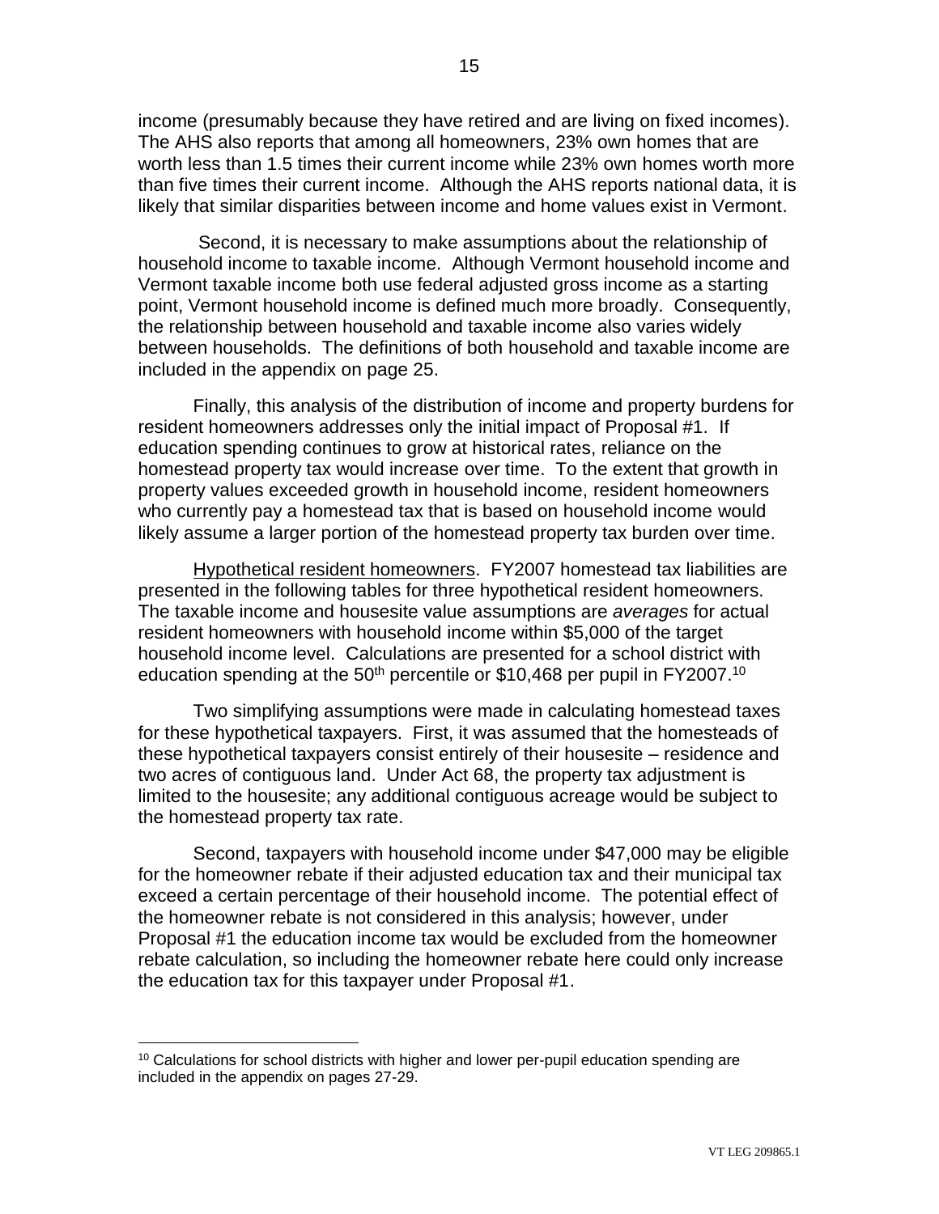income (presumably because they have retired and are living on fixed incomes). The AHS also reports that among all homeowners, 23% own homes that are worth less than 1.5 times their current income while 23% own homes worth more than five times their current income. Although the AHS reports national data, it is likely that similar disparities between income and home values exist in Vermont.

Second, it is necessary to make assumptions about the relationship of household income to taxable income. Although Vermont household income and Vermont taxable income both use federal adjusted gross income as a starting point, Vermont household income is defined much more broadly. Consequently, the relationship between household and taxable income also varies widely between households. The definitions of both household and taxable income are included in the appendix on page 25.

Finally, this analysis of the distribution of income and property burdens for resident homeowners addresses only the initial impact of Proposal #1. If education spending continues to grow at historical rates, reliance on the homestead property tax would increase over time. To the extent that growth in property values exceeded growth in household income, resident homeowners who currently pay a homestead tax that is based on household income would likely assume a larger portion of the homestead property tax burden over time.

Hypothetical resident homeowners. FY2007 homestead tax liabilities are presented in the following tables for three hypothetical resident homeowners. The taxable income and housesite value assumptions are *averages* for actual resident homeowners with household income within $5,000 of the target household income level. Calculations are presented for a school district with education spending at the 50th percentile or $10,468 per pupil in FY2007.[10]

Two simplifying assumptions were made in calculating homestead taxes for these hypothetical taxpayers. First, it was assumed that the homesteads of these hypothetical taxpayers consist entirely of their housesite – residence and two acres of contiguous land. Under Act 68, the property tax adjustment is limited to the housesite; any additional contiguous acreage would be subject to the homestead property tax rate.

Second, taxpayers with household income under $47,000 may be eligible for the homeowner rebate if their adjusted education tax and their municipal tax exceed a certain percentage of their household income. The potential effect of the homeowner rebate is not considered in this analysis; however, under Proposal #1 the education income tax would be excluded from the homeowner rebate calculation, so including the homeowner rebate here could only increase the education tax for this taxpayer under Proposal #1.

[10] Calculations for school districts with higher and lower per-pupil education spending are included in the appendix on pages 27-29.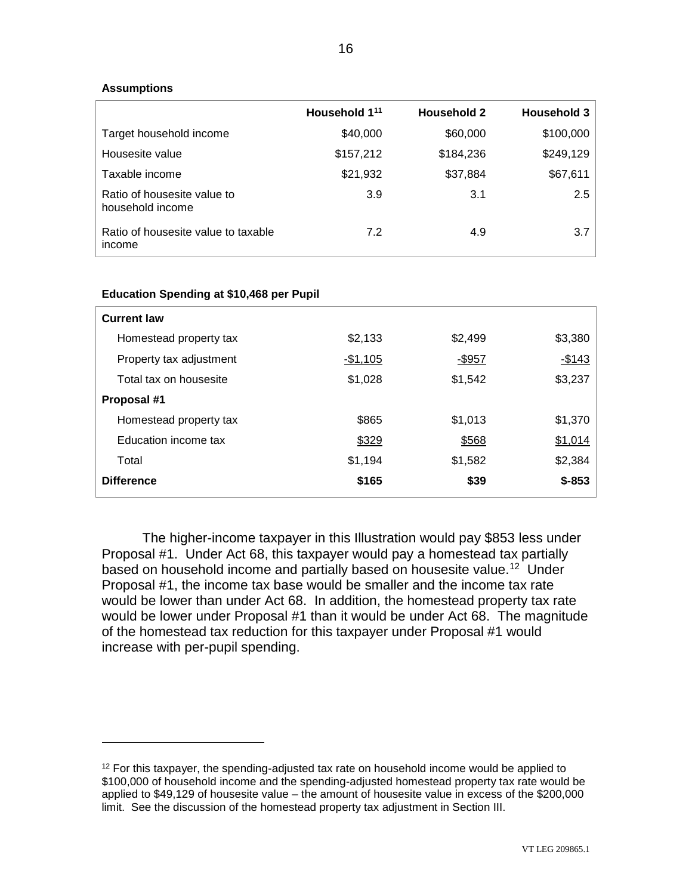**Assumptions**

| | Household 1[11] | Household 2 | Household 3 |
|---|---|---|---|
| Target household income | $40,000 | $60,000 | $100,000 |
| Housesite value | $157,212 | $184,236 | $249,129 |
| Taxable income | $21,932 | $37,884 | $67,611 |
| Ratio of housesite value to household income | 3.9 | 3.1 | 2.5 |
| Ratio of housesite value to taxable income | 7.2 | 4.9 | 3.7 |

**Education Spending at $10,468 per Pupil**

| | | | |
|---|---|---|---|
| **Current law** | | | |
| Homestead property tax | $2,133 | $2,499 | $3,380 |
| Property tax adjustment | -$1,105 | -$957 | -$143 |
| Total tax on housesite | $1,028 | $1,542 | $3,237 |
| **Proposal #1** | | | |
| Homestead property tax | $865 | $1,013 | $1,370 |
| Education income tax | $329 | $568 | $1,014 |
| Total | $1,194 | $1,582 | $2,384 |
| **Difference** | **$165** | **$39** | **$-853** |

The higher-income taxpayer in this Illustration would pay $853 less under Proposal #1. Under Act 68, this taxpayer would pay a homestead tax partially based on household income and partially based on housesite value.[12] Under Proposal #1, the income tax base would be smaller and the income tax rate would be lower than under Act 68. In addition, the homestead property tax rate would be lower under Proposal #1 than it would be under Act 68. The magnitude of the homestead tax reduction for this taxpayer under Proposal #1 would increase with per-pupil spending.

---

[12] For this taxpayer, the spending-adjusted tax rate on household income would be applied to $100,000 of household income and the spending-adjusted homestead property tax rate would be applied to $49,129 of housesite value – the amount of housesite value in excess of the $200,000 limit. See the discussion of the homestead property tax adjustment in Section III.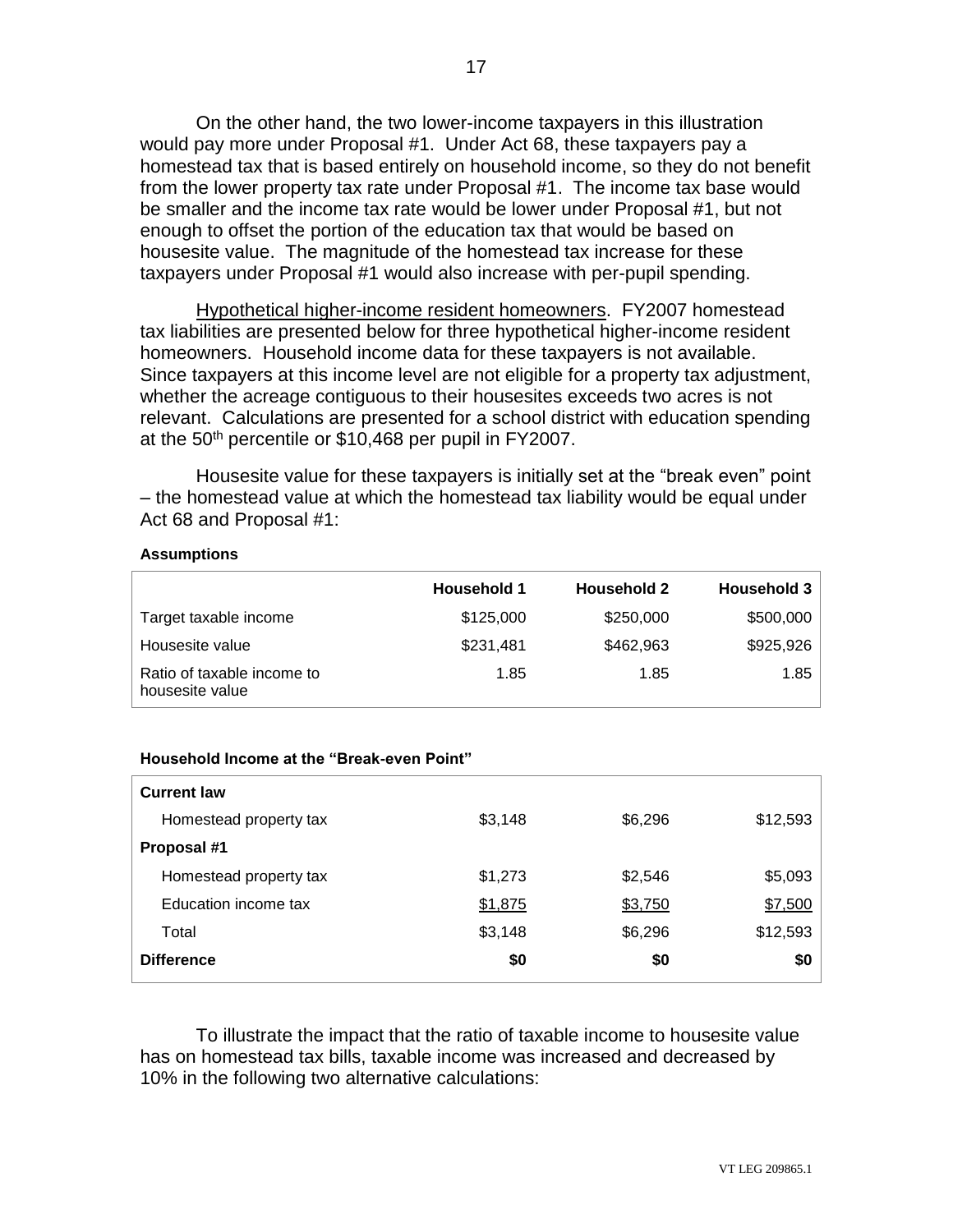On the other hand, the two lower-income taxpayers in this illustration would pay more under Proposal #1. Under Act 68, these taxpayers pay a homestead tax that is based entirely on household income, so they do not benefit from the lower property tax rate under Proposal #1. The income tax base would be smaller and the income tax rate would be lower under Proposal #1, but not enough to offset the portion of the education tax that would be based on housesite value. The magnitude of the homestead tax increase for these taxpayers under Proposal #1 would also increase with per-pupil spending.

Hypothetical higher-income resident homeowners. FY2007 homestead tax liabilities are presented below for three hypothetical higher-income resident homeowners. Household income data for these taxpayers is not available. Since taxpayers at this income level are not eligible for a property tax adjustment, whether the acreage contiguous to their housesites exceeds two acres is not relevant. Calculations are presented for a school district with education spending at the 50th percentile or $10,468 per pupil in FY2007.

Housesite value for these taxpayers is initially set at the “break even” point – the homestead value at which the homestead tax liability would be equal under Act 68 and Proposal #1:

**Assumptions**

| | Household 1 | Household 2 | Household 3 |
|---|---|---|---|
| Target taxable income | $125,000 | $250,000 | $500,000 |
| Housesite value | $231,481 | $462,963 | $925,926 |
| Ratio of taxable income to housesite value | 1.85 | 1.85 | 1.85 |

**Household Income at the “Break-even Point”**

| | | | |
|---|---|---|---|
| **Current law** | | | |
| Homestead property tax | $3,148 | $6,296 | $12,593 |
| **Proposal #1** | | | |
| Homestead property tax | $1,273 | $2,546 | $5,093 |
| Education income tax | $1,875 | $3,750 | $7,500 |
| Total | $3,148 | $6,296 | $12,593 |
| **Difference** | **$0** | **$0** | **$0** |

To illustrate the impact that the ratio of taxable income to housesite value has on homestead tax bills, taxable income was increased and decreased by 10% in the following two alternative calculations: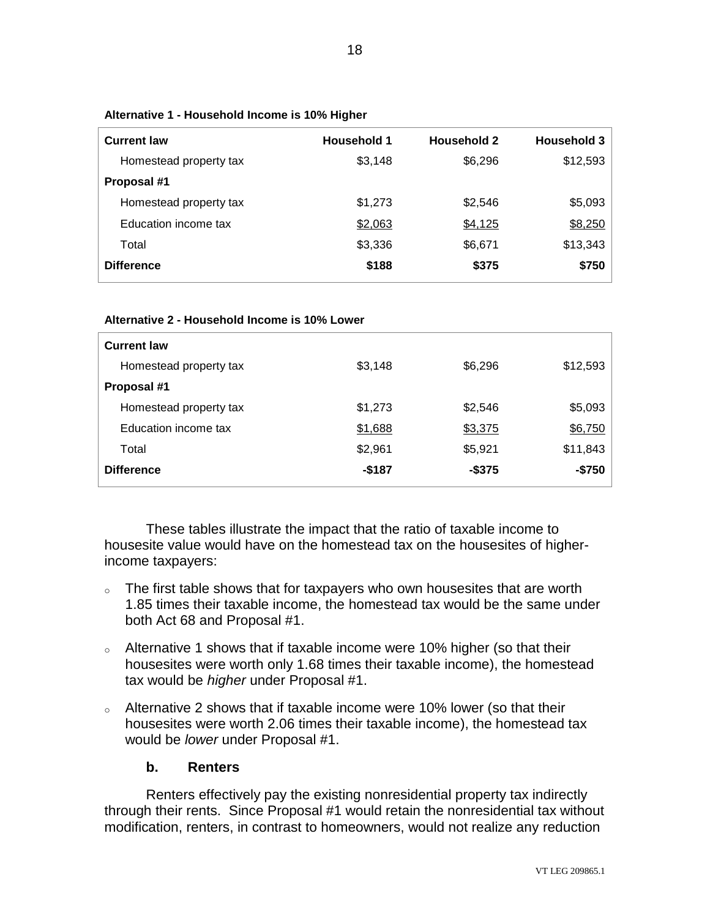**Alternative 1 - Household Income is 10% Higher**

| Current law | Household 1 | Household 2 | Household 3 |
|---|---|---|---|
| Homestead property tax | $3,148 | $6,296 | $12,593 |
| **Proposal #1** | | | |
| Homestead property tax | $1,273 | $2,546 | $5,093 |
| Education income tax | $2,063 | $4,125 | $8,250 |
| Total | $3,336 | $6,671 | $13,343 |
| **Difference** | **$188** | **$375** | **$750** |

**Alternative 2 - Household Income is 10% Lower**

| Current law | | | |
|---|---|---|---|
| Homestead property tax | $3,148 | $6,296 | $12,593 |
| **Proposal #1** | | | |
| Homestead property tax | $1,273 | $2,546 | $5,093 |
| Education income tax | $1,688 | $3,375 | $6,750 |
| Total | $2,961 | $5,921 | $11,843 |
| **Difference** | **-$187** | **-$375** | **-$750** |

These tables illustrate the impact that the ratio of taxable income to housesite value would have on the homestead tax on the housesites of higher-income taxpayers:

- The first table shows that for taxpayers who own housesites that are worth 1.85 times their taxable income, the homestead tax would be the same under both Act 68 and Proposal #1.
- Alternative 1 shows that if taxable income were 10% higher (so that their housesites were worth only 1.68 times their taxable income), the homestead tax would be *higher* under Proposal #1.
- Alternative 2 shows that if taxable income were 10% lower (so that their housesites were worth 2.06 times their taxable income), the homestead tax would be *lower* under Proposal #1.

### b. Renters

Renters effectively pay the existing nonresidential property tax indirectly through their rents. Since Proposal #1 would retain the nonresidential tax without modification, renters, in contrast to homeowners, would not realize any reduction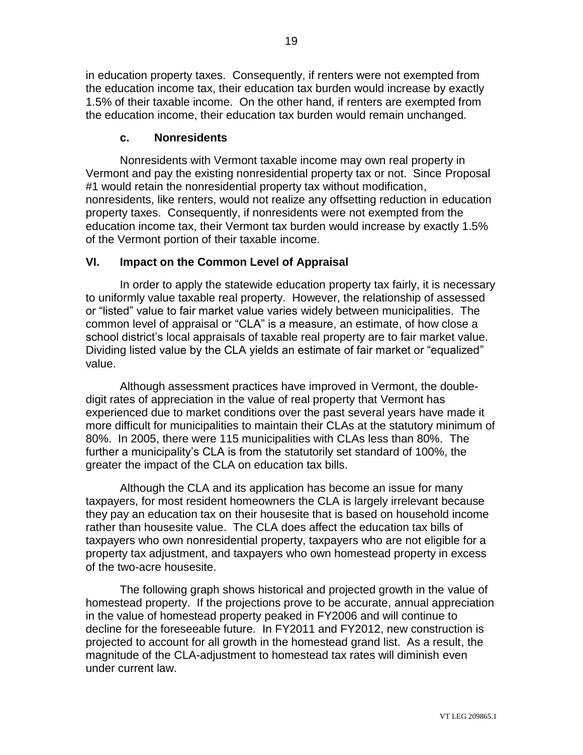in education property taxes. Consequently, if renters were not exempted from the education income tax, their education tax burden would increase by exactly 1.5% of their taxable income. On the other hand, if renters are exempted from the education income, their education tax burden would remain unchanged.

### c. Nonresidents

Nonresidents with Vermont taxable income may own real property in Vermont and pay the existing nonresidential property tax or not. Since Proposal #1 would retain the nonresidential property tax without modification, nonresidents, like renters, would not realize any offsetting reduction in education property taxes. Consequently, if nonresidents were not exempted from the education income tax, their Vermont tax burden would increase by exactly 1.5% of the Vermont portion of their taxable income.

## VI. Impact on the Common Level of Appraisal

In order to apply the statewide education property tax fairly, it is necessary to uniformly value taxable real property. However, the relationship of assessed or "listed" value to fair market value varies widely between municipalities. The common level of appraisal or "CLA" is a measure, an estimate, of how close a school district's local appraisals of taxable real property are to fair market value. Dividing listed value by the CLA yields an estimate of fair market or "equalized" value.

Although assessment practices have improved in Vermont, the double-digit rates of appreciation in the value of real property that Vermont has experienced due to market conditions over the past several years have made it more difficult for municipalities to maintain their CLAs at the statutory minimum of 80%. In 2005, there were 115 municipalities with CLAs less than 80%. The further a municipality's CLA is from the statutorily set standard of 100%, the greater the impact of the CLA on education tax bills.

Although the CLA and its application has become an issue for many taxpayers, for most resident homeowners the CLA is largely irrelevant because they pay an education tax on their housesite that is based on household income rather than housesite value. The CLA does affect the education tax bills of taxpayers who own nonresidential property, taxpayers who are not eligible for a property tax adjustment, and taxpayers who own homestead property in excess of the two-acre housesite.

The following graph shows historical and projected growth in the value of homestead property. If the projections prove to be accurate, annual appreciation in the value of homestead property peaked in FY2006 and will continue to decline for the foreseeable future. In FY2011 and FY2012, new construction is projected to account for all growth in the homestead grand list. As a result, the magnitude of the CLA-adjustment to homestead tax rates will diminish even under current law.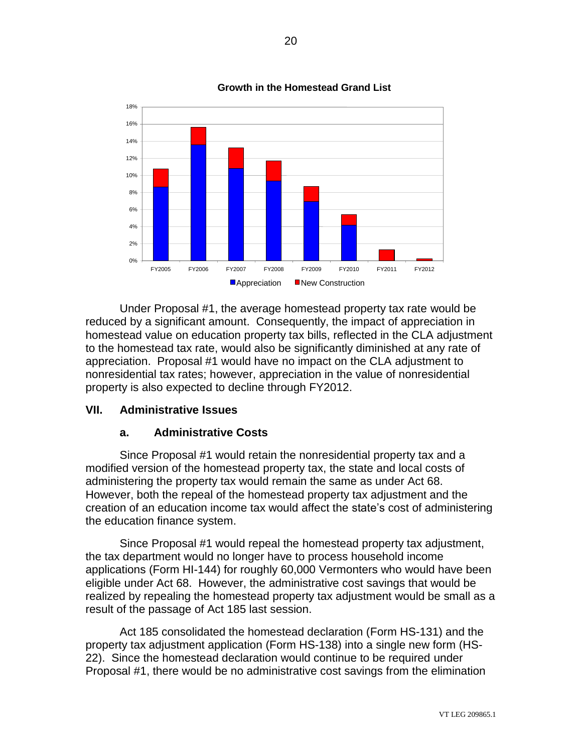**Growth in the Homestead Grand List**

Under Proposal #1, the average homestead property tax rate would be reduced by a significant amount. Consequently, the impact of appreciation in homestead value on education property tax bills, reflected in the CLA adjustment to the homestead tax rate, would also be significantly diminished at any rate of appreciation. Proposal #1 would have no impact on the CLA adjustment to nonresidential tax rates; however, appreciation in the value of nonresidential property is also expected to decline through FY2012.

## VII. Administrative Issues

### a. Administrative Costs

Since Proposal #1 would retain the nonresidential property tax and a modified version of the homestead property tax, the state and local costs of administering the property tax would remain the same as under Act 68. However, both the repeal of the homestead property tax adjustment and the creation of an education income tax would affect the state's cost of administering the education finance system.

Since Proposal #1 would repeal the homestead property tax adjustment, the tax department would no longer have to process household income applications (Form HI-144) for roughly 60,000 Vermonters who would have been eligible under Act 68. However, the administrative cost savings that would be realized by repealing the homestead property tax adjustment would be small as a result of the passage of Act 185 last session.

Act 185 consolidated the homestead declaration (Form HS-131) and the property tax adjustment application (Form HS-138) into a single new form (HS-22). Since the homestead declaration would continue to be required under Proposal #1, there would be no administrative cost savings from the elimination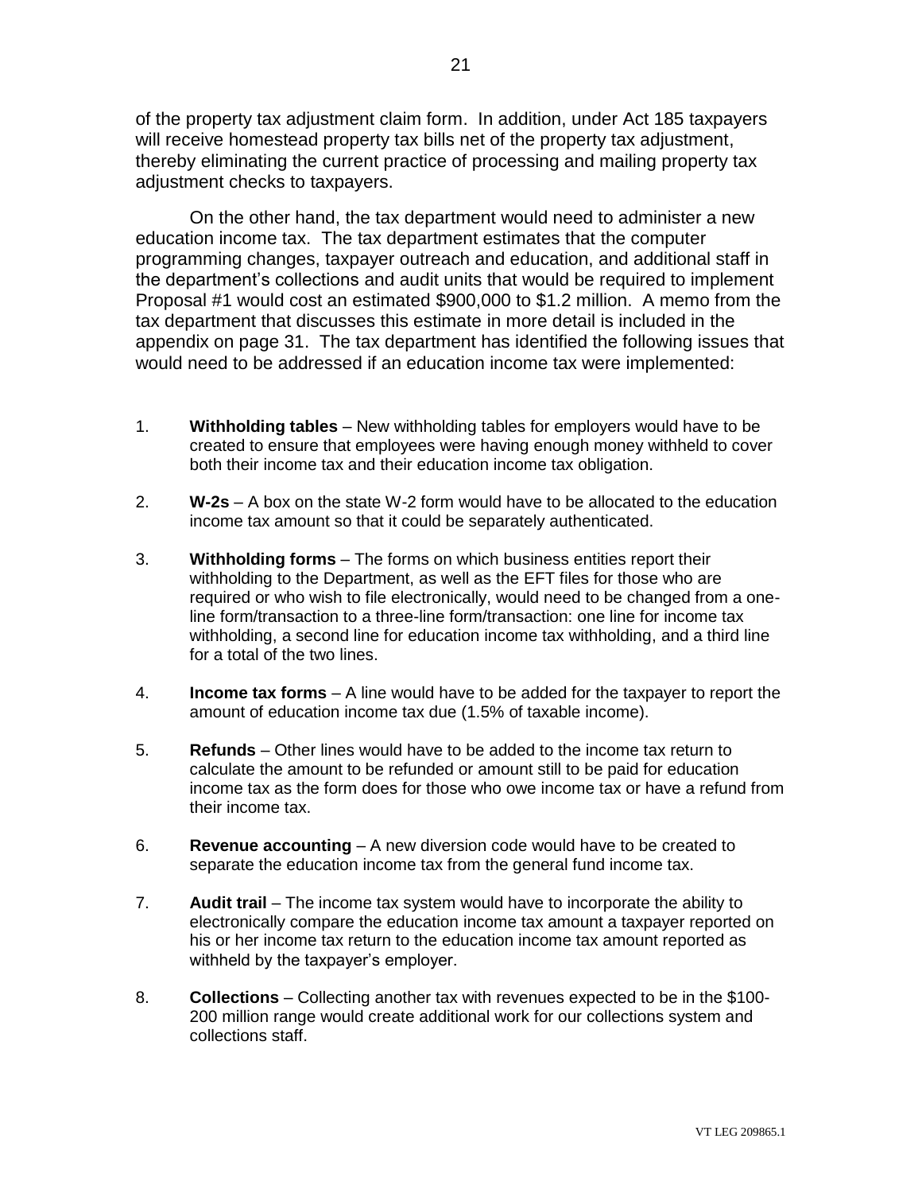of the property tax adjustment claim form. In addition, under Act 185 taxpayers will receive homestead property tax bills net of the property tax adjustment, thereby eliminating the current practice of processing and mailing property tax adjustment checks to taxpayers.

On the other hand, the tax department would need to administer a new education income tax. The tax department estimates that the computer programming changes, taxpayer outreach and education, and additional staff in the department's collections and audit units that would be required to implement Proposal #1 would cost an estimated $900,000 to $1.2 million. A memo from the tax department that discusses this estimate in more detail is included in the appendix on page 31. The tax department has identified the following issues that would need to be addressed if an education income tax were implemented:

1. **Withholding tables** – New withholding tables for employers would have to be created to ensure that employees were having enough money withheld to cover both their income tax and their education income tax obligation.

2. **W-2s** – A box on the state W-2 form would have to be allocated to the education income tax amount so that it could be separately authenticated.

3. **Withholding forms** – The forms on which business entities report their withholding to the Department, as well as the EFT files for those who are required or who wish to file electronically, would need to be changed from a one-line form/transaction to a three-line form/transaction: one line for income tax withholding, a second line for education income tax withholding, and a third line for a total of the two lines.

4. **Income tax forms** – A line would have to be added for the taxpayer to report the amount of education income tax due (1.5% of taxable income).

5. **Refunds** – Other lines would have to be added to the income tax return to calculate the amount to be refunded or amount still to be paid for education income tax as the form does for those who owe income tax or have a refund from their income tax.

6. **Revenue accounting** – A new diversion code would have to be created to separate the education income tax from the general fund income tax.

7. **Audit trail** – The income tax system would have to incorporate the ability to electronically compare the education income tax amount a taxpayer reported on his or her income tax return to the education income tax amount reported as withheld by the taxpayer's employer.

8. **Collections** – Collecting another tax with revenues expected to be in the $100-200 million range would create additional work for our collections system and collections staff.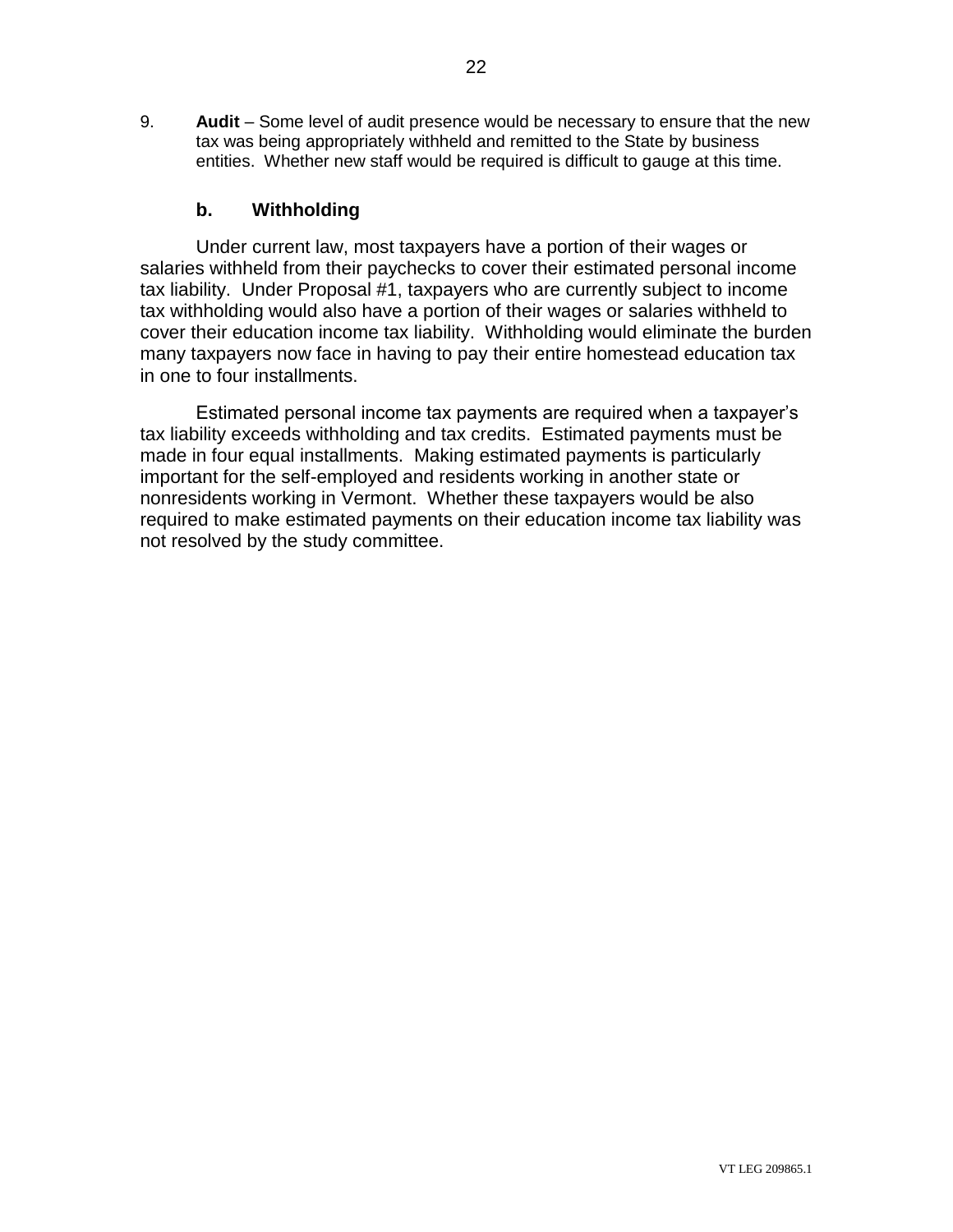9. **Audit** – Some level of audit presence would be necessary to ensure that the new tax was being appropriately withheld and remitted to the State by business entities. Whether new staff would be required is difficult to gauge at this time.

### b. Withholding

Under current law, most taxpayers have a portion of their wages or salaries withheld from their paychecks to cover their estimated personal income tax liability. Under Proposal #1, taxpayers who are currently subject to income tax withholding would also have a portion of their wages or salaries withheld to cover their education income tax liability. Withholding would eliminate the burden many taxpayers now face in having to pay their entire homestead education tax in one to four installments.

Estimated personal income tax payments are required when a taxpayer's tax liability exceeds withholding and tax credits. Estimated payments must be made in four equal installments. Making estimated payments is particularly important for the self-employed and residents working in another state or nonresidents working in Vermont. Whether these taxpayers would be also required to make estimated payments on their education income tax liability was not resolved by the study committee.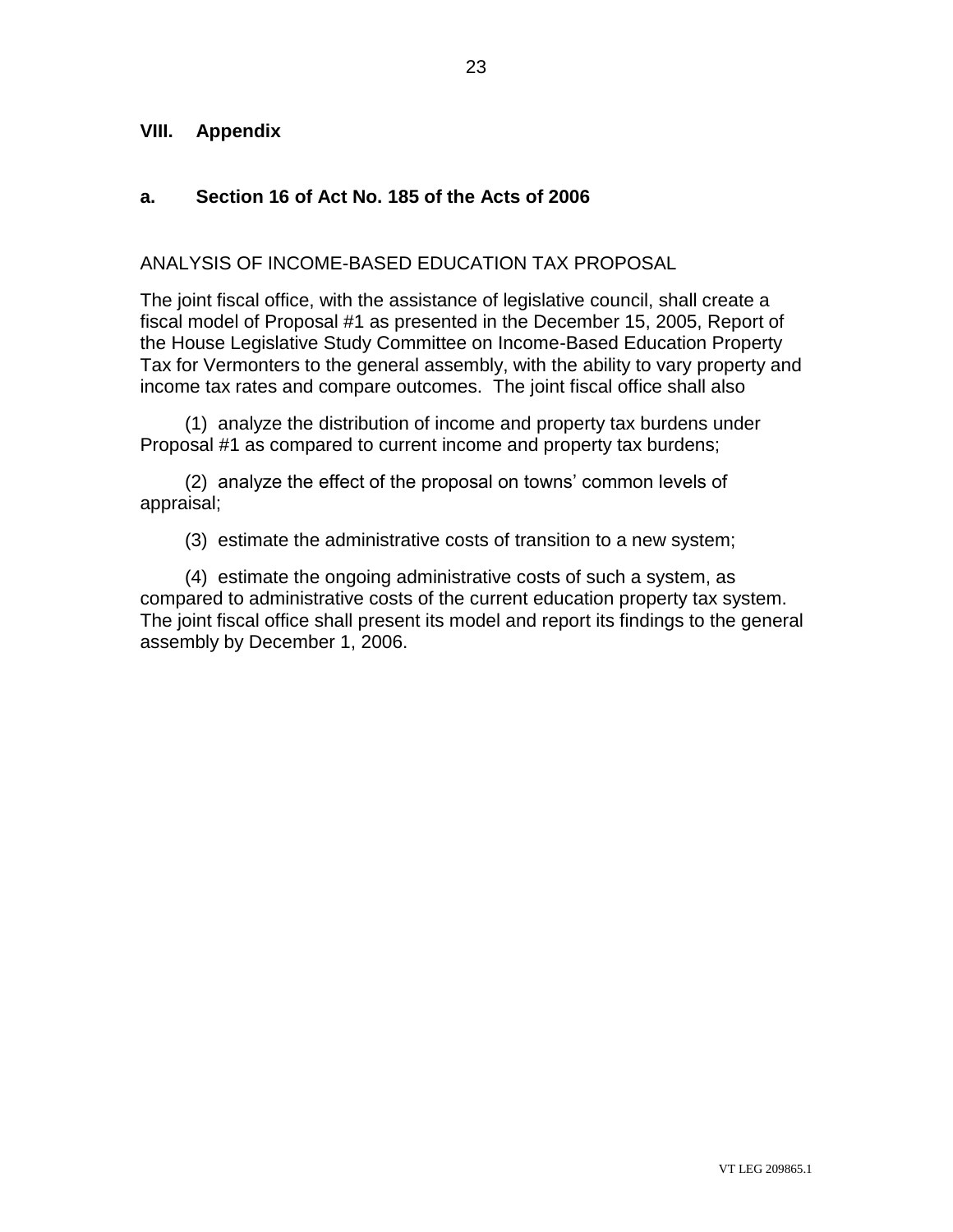## VIII. Appendix

### a. Section 16 of Act No. 185 of the Acts of 2006

ANALYSIS OF INCOME-BASED EDUCATION TAX PROPOSAL

The joint fiscal office, with the assistance of legislative council, shall create a fiscal model of Proposal #1 as presented in the December 15, 2005, Report of the House Legislative Study Committee on Income-Based Education Property Tax for Vermonters to the general assembly, with the ability to vary property and income tax rates and compare outcomes. The joint fiscal office shall also

(1) analyze the distribution of income and property tax burdens under Proposal #1 as compared to current income and property tax burdens;

(2) analyze the effect of the proposal on towns' common levels of appraisal;

(3) estimate the administrative costs of transition to a new system;

(4) estimate the ongoing administrative costs of such a system, as compared to administrative costs of the current education property tax system. The joint fiscal office shall present its model and report its findings to the general assembly by December 1, 2006.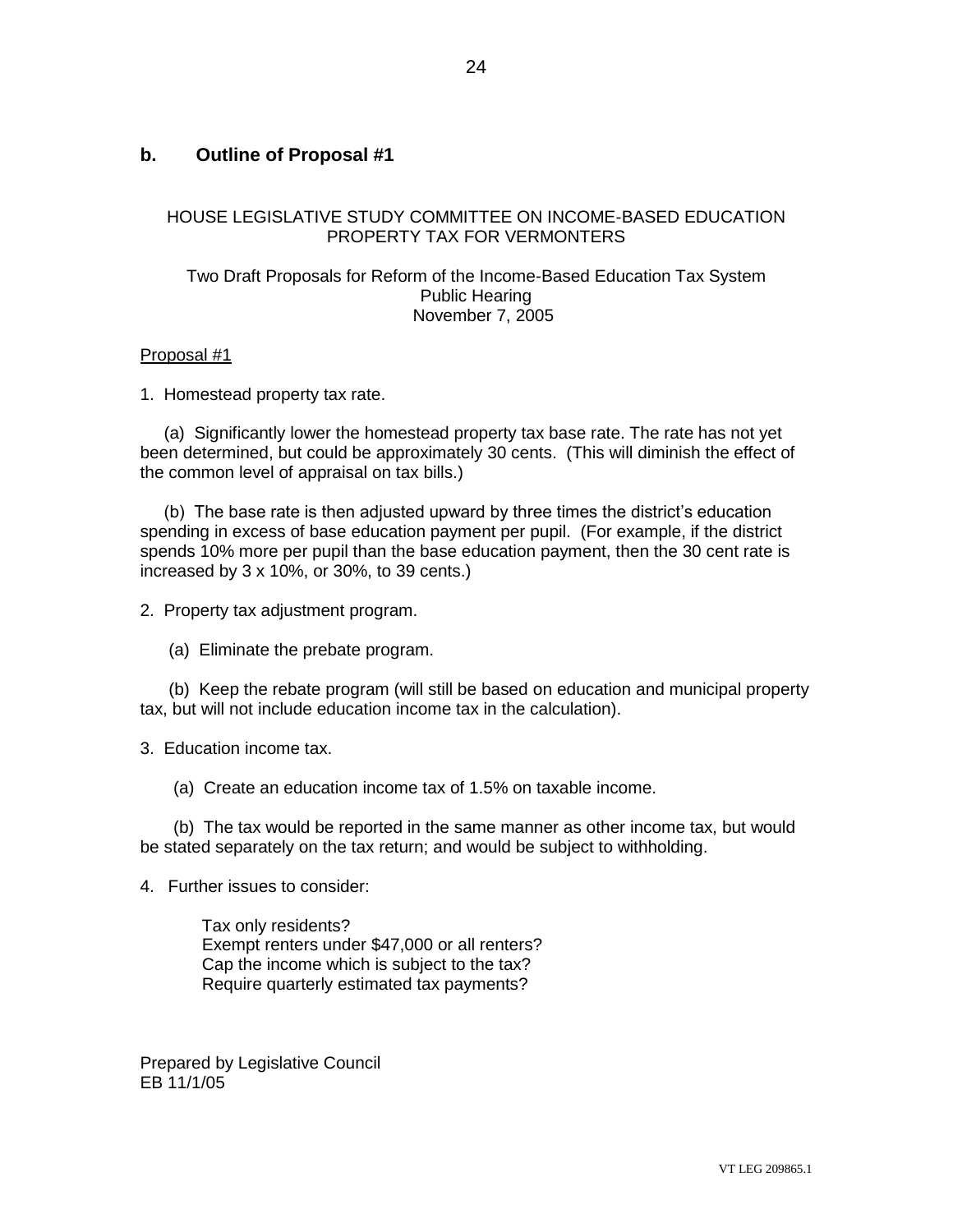## b. Outline of Proposal #1

HOUSE LEGISLATIVE STUDY COMMITTEE ON INCOME-BASED EDUCATION PROPERTY TAX FOR VERMONTERS

Two Draft Proposals for Reform of the Income-Based Education Tax System
Public Hearing
November 7, 2005

Proposal #1

1. Homestead property tax rate.

(a) Significantly lower the homestead property tax base rate. The rate has not yet been determined, but could be approximately 30 cents. (This will diminish the effect of the common level of appraisal on tax bills.)

(b) The base rate is then adjusted upward by three times the district's education spending in excess of base education payment per pupil. (For example, if the district spends 10% more per pupil than the base education payment, then the 30 cent rate is increased by 3 x 10%, or 30%, to 39 cents.)

2. Property tax adjustment program.

(a) Eliminate the prebate program.

(b) Keep the rebate program (will still be based on education and municipal property tax, but will not include education income tax in the calculation).

3. Education income tax.

(a) Create an education income tax of 1.5% on taxable income.

(b) The tax would be reported in the same manner as other income tax, but would be stated separately on the tax return; and would be subject to withholding.

4. Further issues to consider:

Tax only residents?
Exempt renters under $47,000 or all renters?
Cap the income which is subject to the tax?
Require quarterly estimated tax payments?

Prepared by Legislative Council
EB 11/1/05

VT LEG 209865.1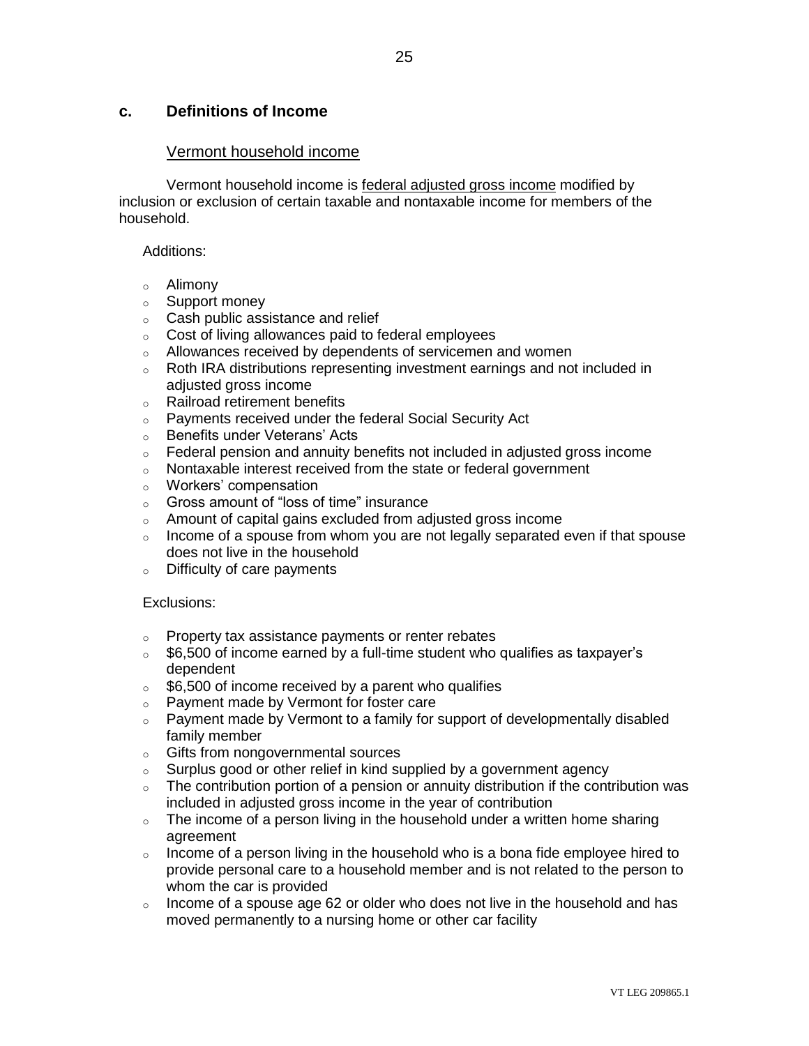## c. Definitions of Income

### Vermont household income

Vermont household income is federal adjusted gross income modified by inclusion or exclusion of certain taxable and nontaxable income for members of the household.

Additions:

- Alimony
- Support money
- Cash public assistance and relief
- Cost of living allowances paid to federal employees
- Allowances received by dependents of servicemen and women
- Roth IRA distributions representing investment earnings and not included in adjusted gross income
- Railroad retirement benefits
- Payments received under the federal Social Security Act
- Benefits under Veterans' Acts
- Federal pension and annuity benefits not included in adjusted gross income
- Nontaxable interest received from the state or federal government
- Workers' compensation
- Gross amount of "loss of time" insurance
- Amount of capital gains excluded from adjusted gross income
- Income of a spouse from whom you are not legally separated even if that spouse does not live in the household
- Difficulty of care payments

Exclusions:

- Property tax assistance payments or renter rebates
- $6,500 of income earned by a full-time student who qualifies as taxpayer's dependent
- $6,500 of income received by a parent who qualifies
- Payment made by Vermont for foster care
- Payment made by Vermont to a family for support of developmentally disabled family member
- Gifts from nongovernmental sources
- Surplus good or other relief in kind supplied by a government agency
- The contribution portion of a pension or annuity distribution if the contribution was included in adjusted gross income in the year of contribution
- The income of a person living in the household under a written home sharing agreement
- Income of a person living in the household who is a bona fide employee hired to provide personal care to a household member and is not related to the person to whom the car is provided
- Income of a spouse age 62 or older who does not live in the household and has moved permanently to a nursing home or other car facility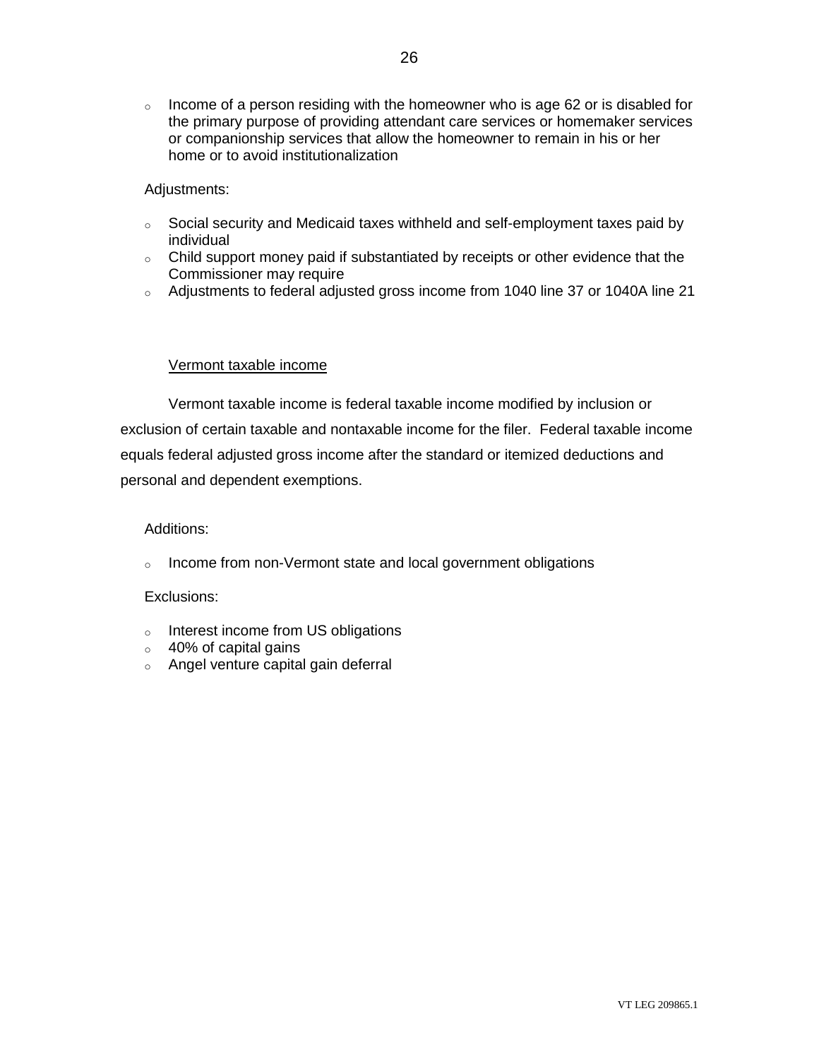- Income of a person residing with the homeowner who is age 62 or is disabled for the primary purpose of providing attendant care services or homemaker services or companionship services that allow the homeowner to remain in his or her home or to avoid institutionalization

Adjustments:

- Social security and Medicaid taxes withheld and self-employment taxes paid by individual
- Child support money paid if substantiated by receipts or other evidence that the Commissioner may require
- Adjustments to federal adjusted gross income from 1040 line 37 or 1040A line 21

<u>Vermont taxable income</u>

Vermont taxable income is federal taxable income modified by inclusion or exclusion of certain taxable and nontaxable income for the filer. Federal taxable income equals federal adjusted gross income after the standard or itemized deductions and personal and dependent exemptions.

Additions:

- Income from non-Vermont state and local government obligations

Exclusions:

- Interest income from US obligations
- 40% of capital gains
- Angel venture capital gain deferral

VT LEG 209865.1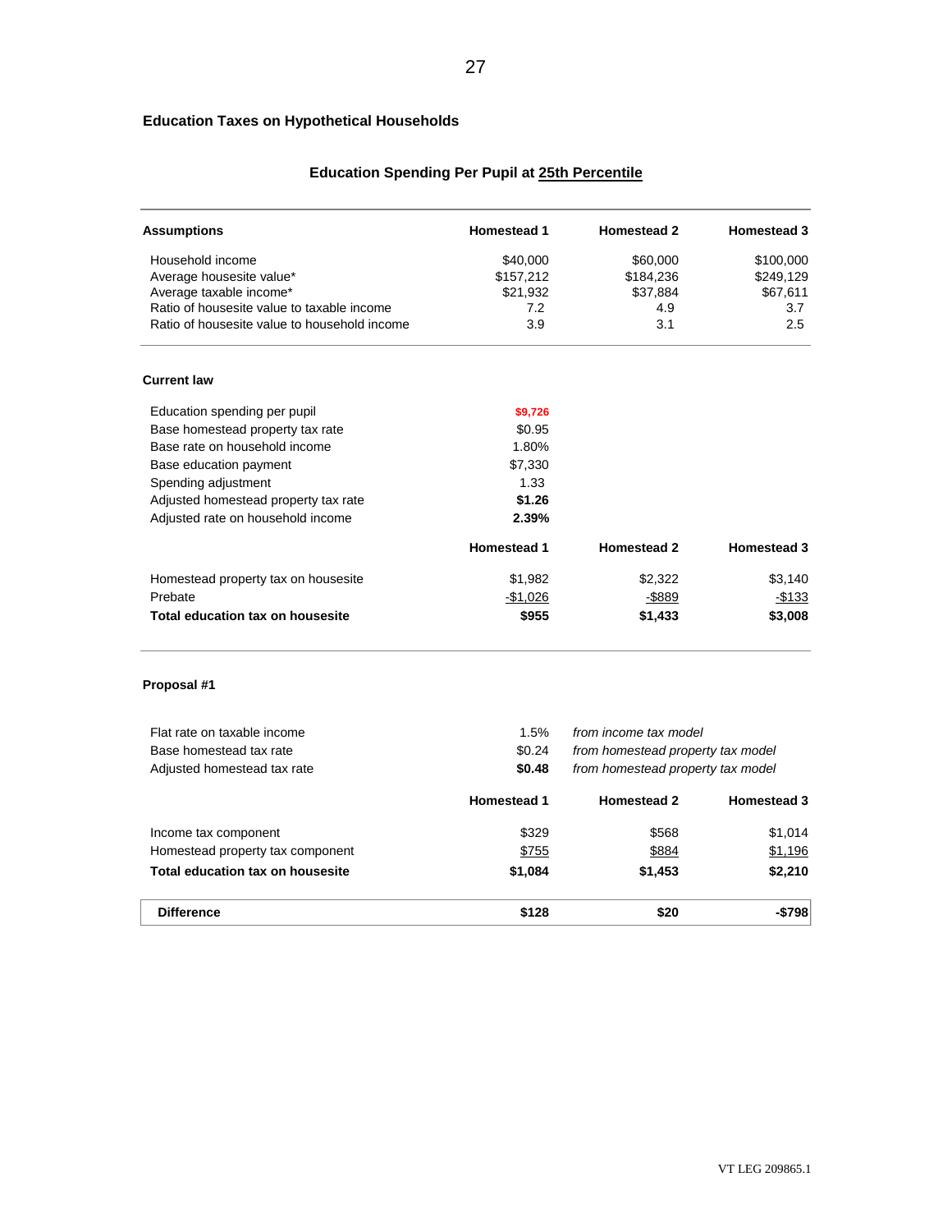## Education Taxes on Hypothetical Households

### Education Spending Per Pupil at 25th Percentile

| Assumptions | Homestead 1 | Homestead 2 | Homestead 3 |
|---|---|---|---|
| Household income | $40,000 | $60,000 | $100,000 |
| Average housesite value* | $157,212 | $184,236 | $249,129 |
| Average taxable income* | $21,932 | $37,884 | $67,611 |
| Ratio of housesite value to taxable income | 7.2 | 4.9 | 3.7 |
| Ratio of housesite value to household income | 3.9 | 3.1 | 2.5 |

**Current law**

| | |
|---|---|
| Education spending per pupil | $9,726 |
| Base homestead property tax rate | $0.95 |
| Base rate on household income | 1.80% |
| Base education payment | $7,330 |
| Spending adjustment | 1.33 |
| Adjusted homestead property tax rate | **$1.26** |
| Adjusted rate on household income | **2.39%** |

| | Homestead 1 | Homestead 2 | Homestead 3 |
|---|---|---|---|
| Homestead property tax on housesite | $1,982 | $2,322 | $3,140 |
| Prebate | -$1,026 | -$889 | -$133 |
| **Total education tax on housesite** | **$955** | **$1,433** | **$3,008** |

**Proposal #1**

| | | |
|---|---|---|
| Flat rate on taxable income | 1.5% | *from income tax model* |
| Base homestead tax rate | $0.24 | *from homestead property tax model* |
| Adjusted homestead tax rate | **$0.48** | *from homestead property tax model* |

| | Homestead 1 | Homestead 2 | Homestead 3 |
|---|---|---|---|
| Income tax component | $329 | $568 | $1,014 |
| Homestead property tax component | $755 | $884 | $1,196 |
| **Total education tax on housesite** | **$1,084** | **$1,453** | **$2,210** |
| **Difference** | **$128** | **$20** | **-$798** |

VT LEG 209865.1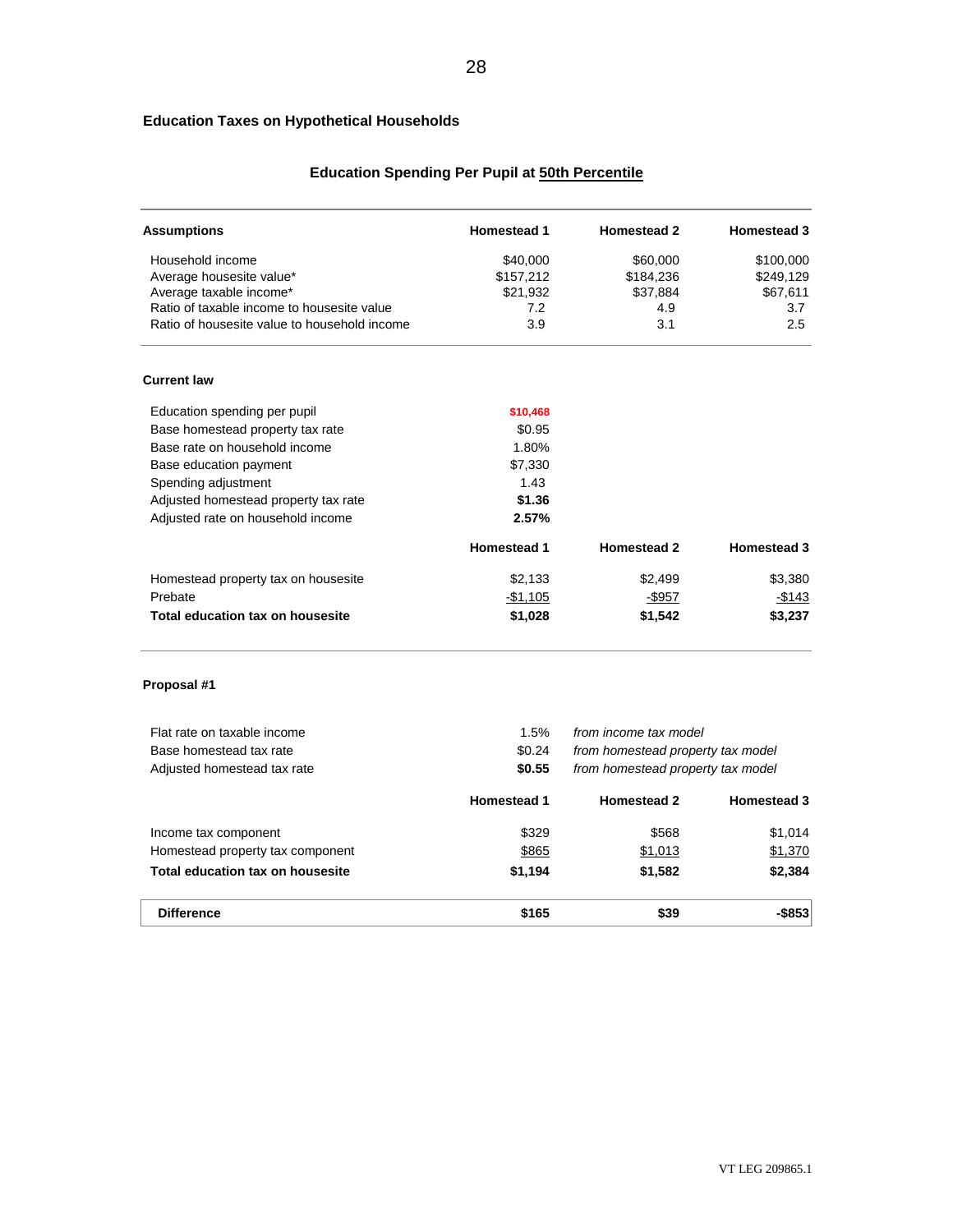### Education Taxes on Hypothetical Households

#### Education Spending Per Pupil at 50th Percentile

| Assumptions | Homestead 1 | Homestead 2 | Homestead 3 |
|---|---|---|---|
| Household income | $40,000 | $60,000 | $100,000 |
| Average housesite value* | $157,212 | $184,236 | $249,129 |
| Average taxable income* | $21,932 | $37,884 | $67,611 |
| Ratio of taxable income to housesite value | 7.2 | 4.9 | 3.7 |
| Ratio of housesite value to household income | 3.9 | 3.1 | 2.5 |

**Current law**

| | |
|---|---|
| Education spending per pupil | **$10,468** |
| Base homestead property tax rate | $0.95 |
| Base rate on household income | 1.80% |
| Base education payment | $7,330 |
| Spending adjustment | 1.43 |
| Adjusted homestead property tax rate | **$1.36** |
| Adjusted rate on household income | **2.57%** |

| | Homestead 1 | Homestead 2 | Homestead 3 |
|---|---|---|---|
| Homestead property tax on housesite | $2,133 | $2,499 | $3,380 |
| Prebate | -$1,105 | -$957 | -$143 |
| **Total education tax on housesite** | **$1,028** | **$1,542** | **$3,237** |

**Proposal #1**

| | | |
|---|---|---|
| Flat rate on taxable income | 1.5% | *from income tax model* |
| Base homestead tax rate | $0.24 | *from homestead property tax model* |
| Adjusted homestead tax rate | **$0.55** | *from homestead property tax model* |

| | Homestead 1 | Homestead 2 | Homestead 3 |
|---|---|---|---|
| Income tax component | $329 | $568 | $1,014 |
| Homestead property tax component | $865 | $1,013 | $1,370 |
| **Total education tax on housesite** | **$1,194** | **$1,582** | **$2,384** |
| **Difference** | **$165** | **$39** | **-$853** |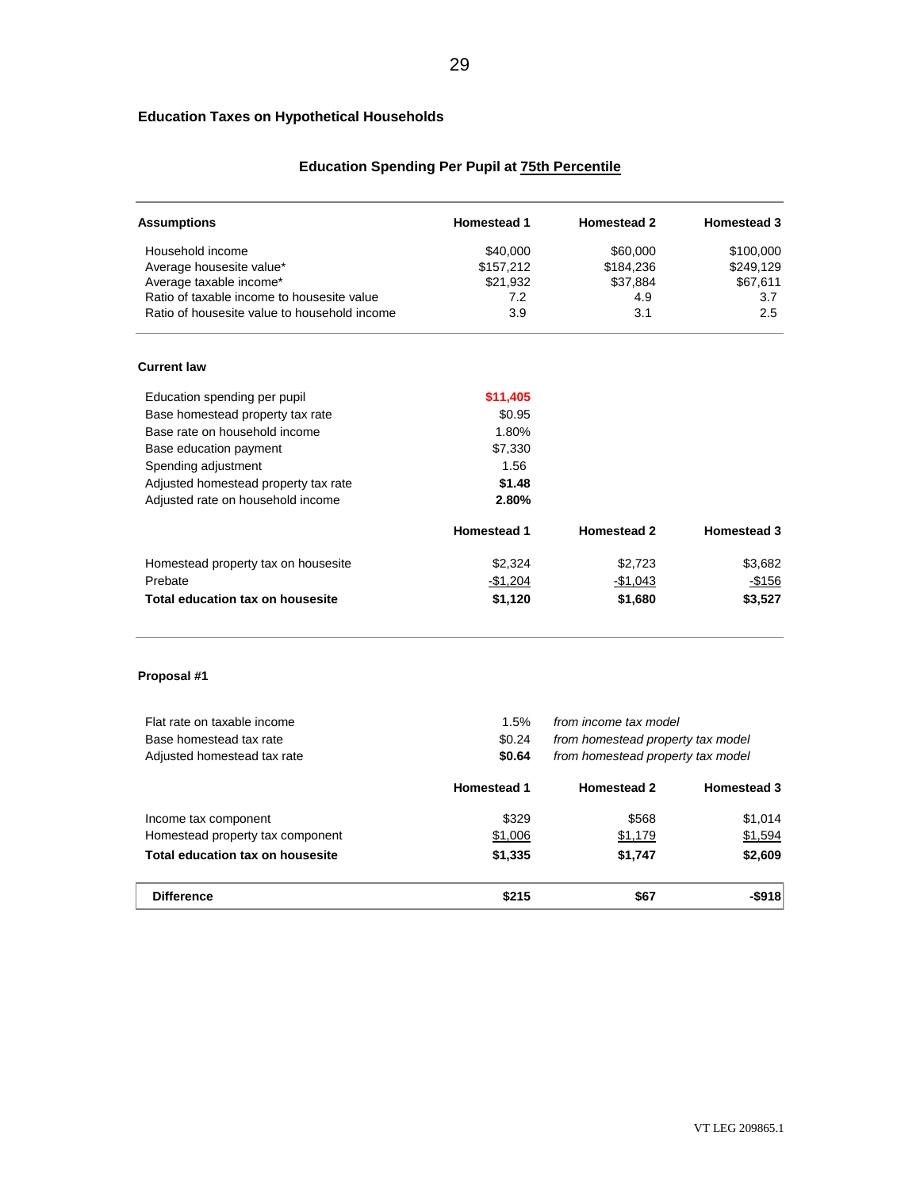### Education Taxes on Hypothetical Households

#### Education Spending Per Pupil at 75th Percentile

| Assumptions | Homestead 1 | Homestead 2 | Homestead 3 |
|---|---|---|---|
| Household income | $40,000 | $60,000 | $100,000 |
| Average housesite value* | $157,212 | $184,236 | $249,129 |
| Average taxable income* | $21,932 | $37,884 | $67,611 |
| Ratio of taxable income to housesite value | 7.2 | 4.9 | 3.7 |
| Ratio of housesite value to household income | 3.9 | 3.1 | 2.5 |

**Current law**

| | | | |
|---|---|---|---|
| Education spending per pupil | **$11,405** | | |
| Base homestead property tax rate | $0.95 | | |
| Base rate on household income | 1.80% | | |
| Base education payment | $7,330 | | |
| Spending adjustment | 1.56 | | |
| Adjusted homestead property tax rate | **$1.48** | | |
| Adjusted rate on household income | **2.80%** | | |

| | Homestead 1 | Homestead 2 | Homestead 3 |
|---|---|---|---|
| Homestead property tax on housesite | $2,324 | $2,723 | $3,682 |
| Prebate | -$1,204 | -$1,043 | -$156 |
| **Total education tax on housesite** | **$1,120** | **$1,680** | **$3,527** |

**Proposal #1**

| | | |
|---|---|---|
| Flat rate on taxable income | 1.5% | *from income tax model* |
| Base homestead tax rate | $0.24 | *from homestead property tax model* |
| Adjusted homestead tax rate | **$0.64** | *from homestead property tax model* |

| | Homestead 1 | Homestead 2 | Homestead 3 |
|---|---|---|---|
| Income tax component | $329 | $568 | $1,014 |
| Homestead property tax component | $1,006 | $1,179 | $1,594 |
| **Total education tax on housesite** | **$1,335** | **$1,747** | **$2,609** |
| **Difference** | **$215** | **$67** | **-$918** |

VT LEG 209865.1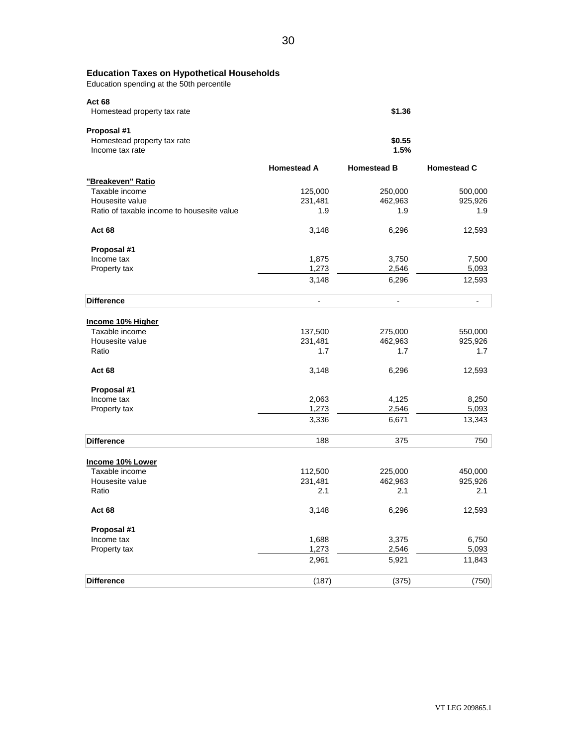### Education Taxes on Hypothetical Households

Education spending at the 50th percentile

**Act 68**

Homestead property tax rate **$1.36**

**Proposal #1**

Homestead property tax rate **$0.55**

Income tax rate **1.5%**

| | Homestead A | Homestead B | Homestead C |
|---|---|---|---|
| **"Breakeven" Ratio** | | | |
| Taxable income | 125,000 | 250,000 | 500,000 |
| Housesite value | 231,481 | 462,963 | 925,926 |
| Ratio of taxable income to housesite value | 1.9 | 1.9 | 1.9 |
| **Act 68** | 3,148 | 6,296 | 12,593 |
| **Proposal #1** | | | |
| Income tax | 1,875 | 3,750 | 7,500 |
| Property tax | 1,273 | 2,546 | 5,093 |
| | 3,148 | 6,296 | 12,593 |
| **Difference** | - | - | - |
| **Income 10% Higher** | | | |
| Taxable income | 137,500 | 275,000 | 550,000 |
| Housesite value | 231,481 | 462,963 | 925,926 |
| Ratio | 1.7 | 1.7 | 1.7 |
| **Act 68** | 3,148 | 6,296 | 12,593 |
| **Proposal #1** | | | |
| Income tax | 2,063 | 4,125 | 8,250 |
| Property tax | 1,273 | 2,546 | 5,093 |
| | 3,336 | 6,671 | 13,343 |
| **Difference** | 188 | 375 | 750 |
| **Income 10% Lower** | | | |
| Taxable income | 112,500 | 225,000 | 450,000 |
| Housesite value | 231,481 | 462,963 | 925,926 |
| Ratio | 2.1 | 2.1 | 2.1 |
| **Act 68** | 3,148 | 6,296 | 12,593 |
| **Proposal #1** | | | |
| Income tax | 1,688 | 3,375 | 6,750 |
| Property tax | 1,273 | 2,546 | 5,093 |
| | 2,961 | 5,921 | 11,843 |
| **Difference** | (187) | (375) | (750) |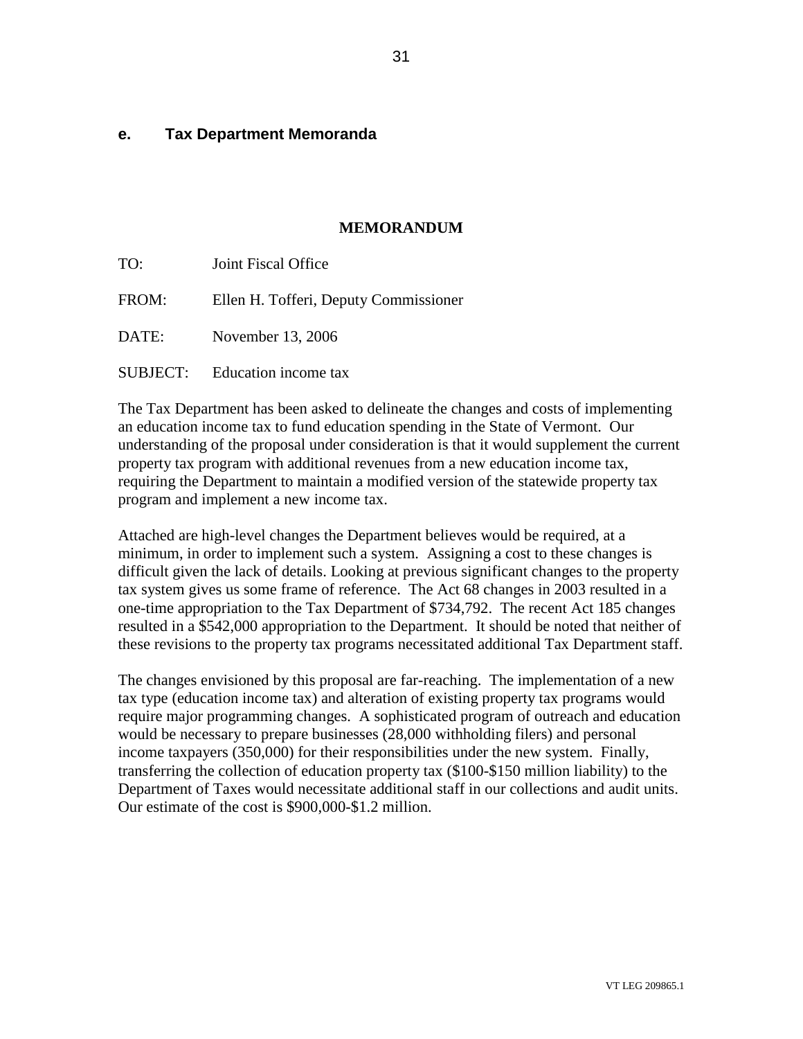## e. Tax Department Memoranda

**MEMORANDUM**

TO: Joint Fiscal Office

FROM: Ellen H. Tofferi, Deputy Commissioner

DATE: November 13, 2006

SUBJECT: Education income tax

The Tax Department has been asked to delineate the changes and costs of implementing an education income tax to fund education spending in the State of Vermont. Our understanding of the proposal under consideration is that it would supplement the current property tax program with additional revenues from a new education income tax, requiring the Department to maintain a modified version of the statewide property tax program and implement a new income tax.

Attached are high-level changes the Department believes would be required, at a minimum, in order to implement such a system. Assigning a cost to these changes is difficult given the lack of details. Looking at previous significant changes to the property tax system gives us some frame of reference. The Act 68 changes in 2003 resulted in a one-time appropriation to the Tax Department of $734,792. The recent Act 185 changes resulted in a $542,000 appropriation to the Department. It should be noted that neither of these revisions to the property tax programs necessitated additional Tax Department staff.

The changes envisioned by this proposal are far-reaching. The implementation of a new tax type (education income tax) and alteration of existing property tax programs would require major programming changes. A sophisticated program of outreach and education would be necessary to prepare businesses (28,000 withholding filers) and personal income taxpayers (350,000) for their responsibilities under the new system. Finally, transferring the collection of education property tax ($100-$150 million liability) to the Department of Taxes would necessitate additional staff in our collections and audit units. Our estimate of the cost is $900,000-$1.2 million.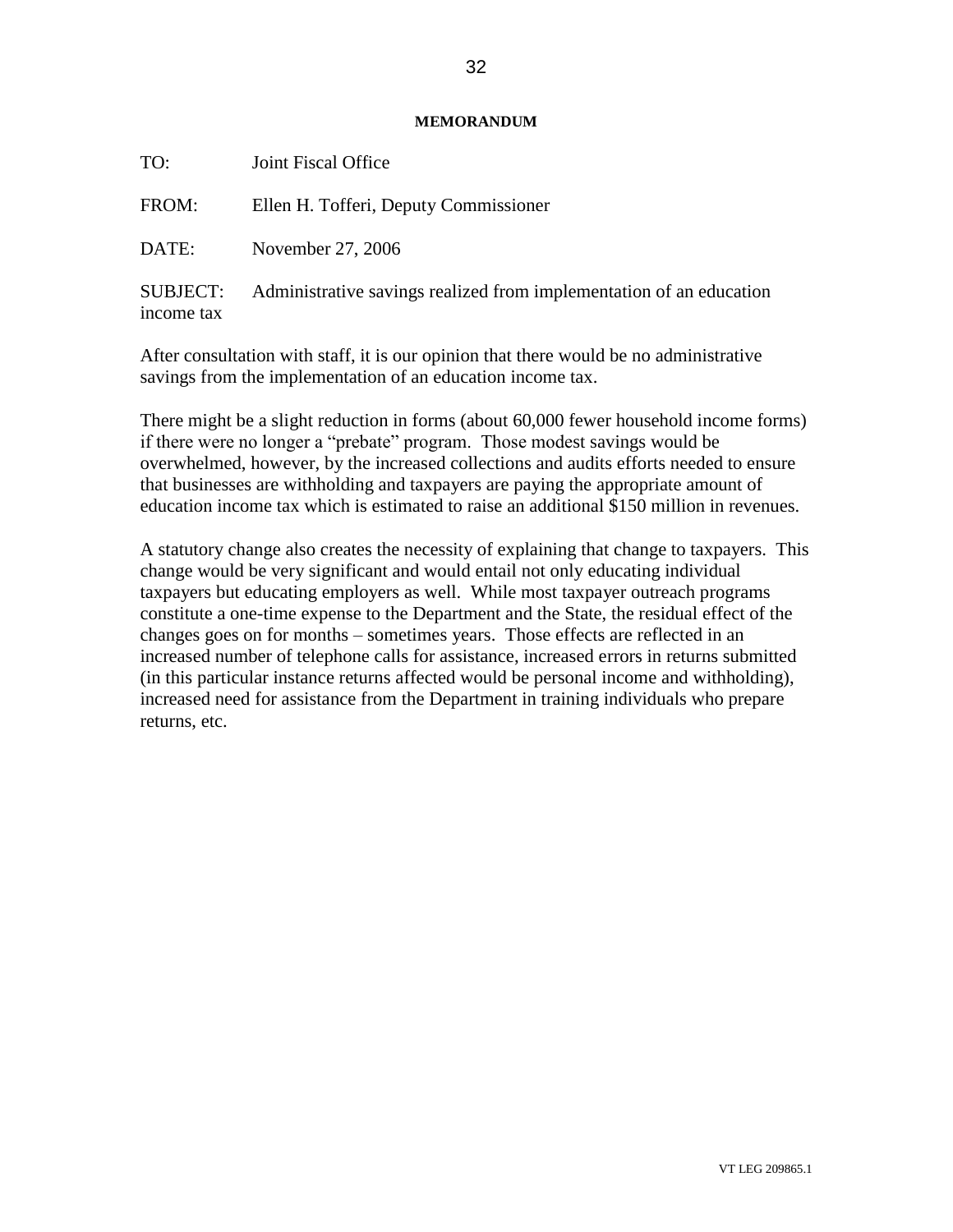**MEMORANDUM**

TO: Joint Fiscal Office

FROM: Ellen H. Tofferi, Deputy Commissioner

DATE: November 27, 2006

SUBJECT: Administrative savings realized from implementation of an education income tax

After consultation with staff, it is our opinion that there would be no administrative savings from the implementation of an education income tax.

There might be a slight reduction in forms (about 60,000 fewer household income forms) if there were no longer a "prebate" program. Those modest savings would be overwhelmed, however, by the increased collections and audits efforts needed to ensure that businesses are withholding and taxpayers are paying the appropriate amount of education income tax which is estimated to raise an additional $150 million in revenues.

A statutory change also creates the necessity of explaining that change to taxpayers. This change would be very significant and would entail not only educating individual taxpayers but educating employers as well. While most taxpayer outreach programs constitute a one-time expense to the Department and the State, the residual effect of the changes goes on for months – sometimes years. Those effects are reflected in an increased number of telephone calls for assistance, increased errors in returns submitted (in this particular instance returns affected would be personal income and withholding), increased need for assistance from the Department in training individuals who prepare returns, etc.